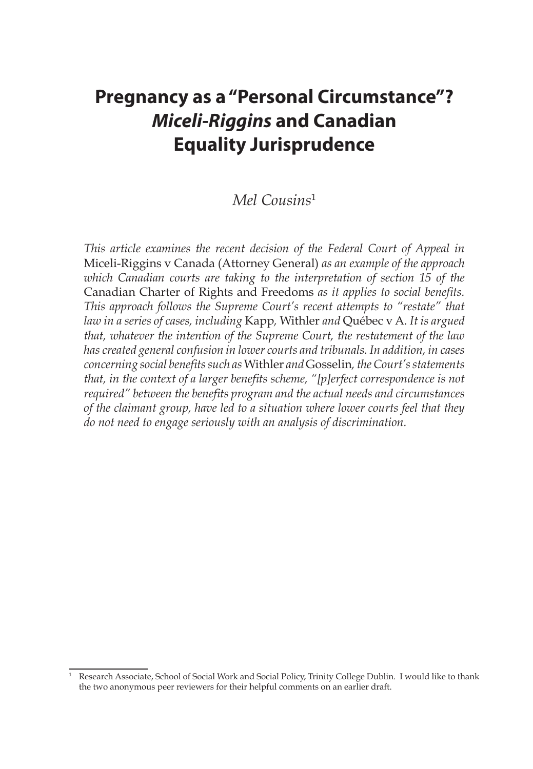# Pregnancy as a "Personal Circumstance"? *Miceli-Riggins* and Canadian Equality Jurisprudence

*Mel Cousins*[1]

*This article examines the recent decision of the Federal Court of Appeal in* Miceli-Riggins v Canada (Attorney General) *as an example of the approach which Canadian courts are taking to the interpretation of section 15 of the* Canadian Charter of Rights and Freedoms *as it applies to social benefits. This approach follows the Supreme Court's recent attempts to "restate" that law in a series of cases, including* Kapp*,* Withler *and* Québec v A*. It is argued that, whatever the intention of the Supreme Court, the restatement of the law has created general confusion in lower courts and tribunals. In addition, in cases concerning social benefits such as* Withler *and* Gosselin*, the Court's statements that, in the context of a larger benefits scheme, "[p]erfect correspondence is not required" between the benefits program and the actual needs and circumstances of the claimant group, have led to a situation where lower courts feel that they do not need to engage seriously with an analysis of discrimination.*

[1] Research Associate, School of Social Work and Social Policy, Trinity College Dublin. I would like to thank the two anonymous peer reviewers for their helpful comments on an earlier draft.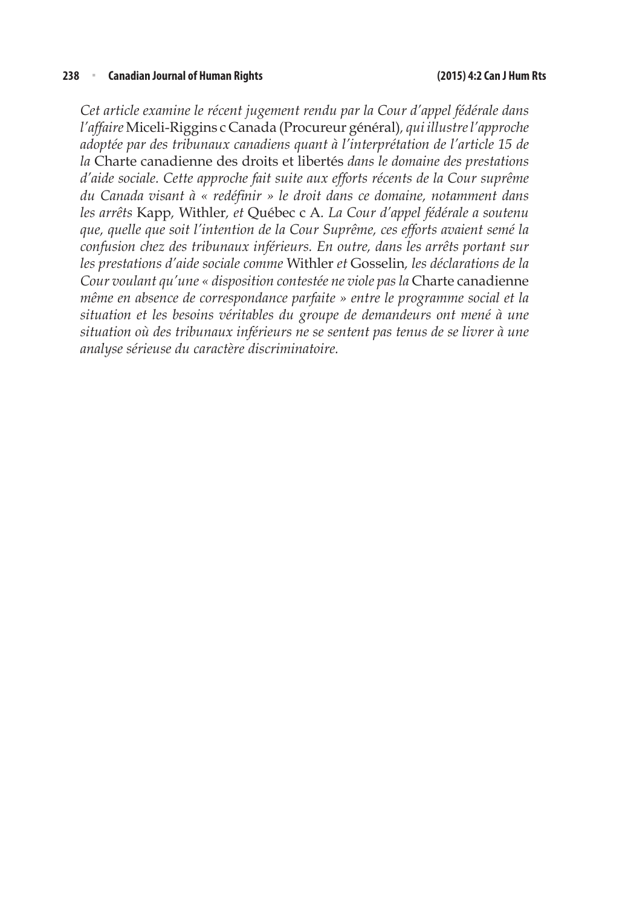*Cet article examine le récent jugement rendu par la Cour d'appel fédérale dans l'affaire* Miceli-Riggins c Canada (Procureur général)*, qui illustre l'approche adoptée par des tribunaux canadiens quant à l'interprétation de l'article 15 de la* Charte canadienne des droits et libertés *dans le domaine des prestations d'aide sociale. Cette approche fait suite aux efforts récents de la Cour suprême du Canada visant à « redéfinir » le droit dans ce domaine, notamment dans les arrêts* Kapp*,* Withler*, et* Québec c A*. La Cour d'appel fédérale a soutenu que, quelle que soit l'intention de la Cour Suprême, ces efforts avaient semé la confusion chez des tribunaux inférieurs. En outre, dans les arrêts portant sur les prestations d'aide sociale comme* Withler *et* Gosselin*, les déclarations de la Cour voulant qu'une « disposition contestée ne viole pas la* Charte canadienne *même en absence de correspondance parfaite » entre le programme social et la situation et les besoins véritables du groupe de demandeurs ont mené à une situation où des tribunaux inférieurs ne se sentent pas tenus de se livrer à une analyse sérieuse du caractère discriminatoire.*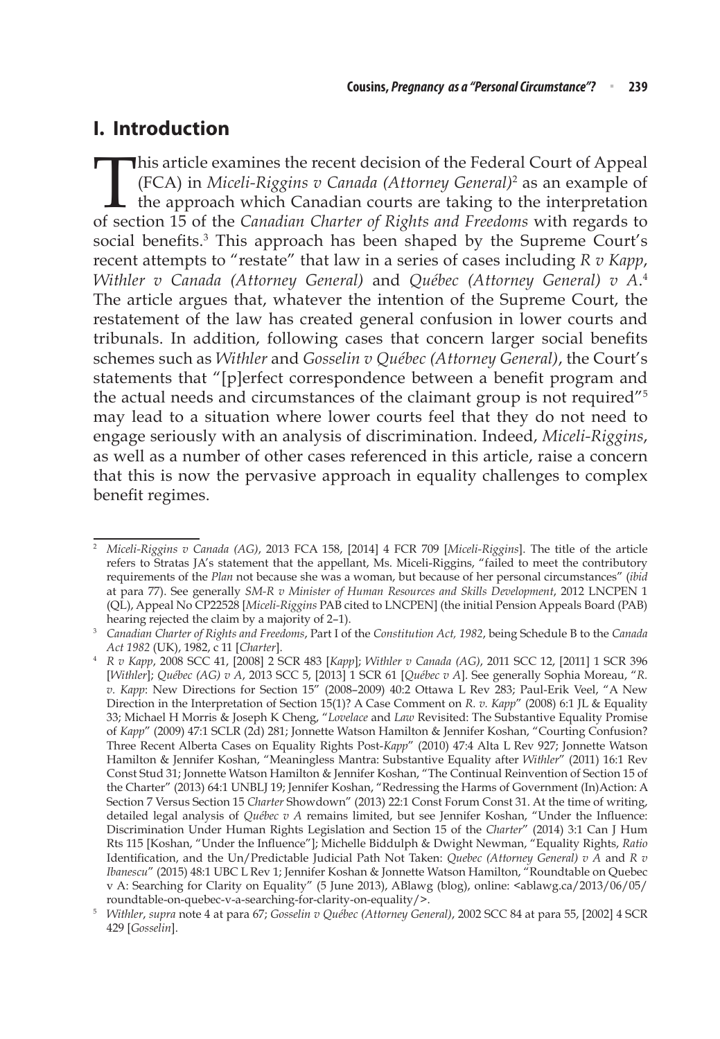## I. Introduction

This article examines the recent decision of the Federal Court of Appeal (FCA) in *Miceli-Riggins v Canada (Attorney General)*[2] as an example of the approach which Canadian courts are taking to the interpretation of section 15 of the *Canadian Charter of Rights and Freedoms* with regards to social benefits.[3] This approach has been shaped by the Supreme Court's recent attempts to "restate" that law in a series of cases including *R v Kapp*, *Withler v Canada (Attorney General)* and *Québec (Attorney General) v A*.[4] The article argues that, whatever the intention of the Supreme Court, the restatement of the law has created general confusion in lower courts and tribunals. In addition, following cases that concern larger social benefits schemes such as *Withler* and *Gosselin v Québec (Attorney General)*, the Court's statements that "[p]erfect correspondence between a benefit program and the actual needs and circumstances of the claimant group is not required"[5] may lead to a situation where lower courts feel that they do not need to engage seriously with an analysis of discrimination. Indeed, *Miceli-Riggins*, as well as a number of other cases referenced in this article, raise a concern that this is now the pervasive approach in equality challenges to complex benefit regimes.

---

[2] *Miceli-Riggins v Canada (AG)*, 2013 FCA 158, [2014] 4 FCR 709 [*Miceli-Riggins*]. The title of the article refers to Stratas JA's statement that the appellant, Ms. Miceli-Riggins, "failed to meet the contributory requirements of the *Plan* not because she was a woman, but because of her personal circumstances" (*ibid* at para 77). See generally *SM-R v Minister of Human Resources and Skills Development*, 2012 LNCPEN 1 (QL), Appeal No CP22528 [*Miceli-Riggins* PAB cited to LNCPEN] (the initial Pension Appeals Board (PAB) hearing rejected the claim by a majority of 2–1).

[3] *Canadian Charter of Rights and Freedoms*, Part I of the *Constitution Act, 1982*, being Schedule B to the *Canada Act 1982* (UK), 1982, c 11 [*Charter*].

[4] *R v Kapp*, 2008 SCC 41, [2008] 2 SCR 483 [*Kapp*]; *Withler v Canada (AG)*, 2011 SCC 12, [2011] 1 SCR 396 [*Withler*]; *Québec (AG) v A*, 2013 SCC 5, [2013] 1 SCR 61 [*Québec v A*]. See generally Sophia Moreau, "*R. v. Kapp*: New Directions for Section 15" (2008–2009) 40:2 Ottawa L Rev 283; Paul-Erik Veel, "A New Direction in the Interpretation of Section 15(1)? A Case Comment on *R. v. Kapp*" (2008) 6:1 JL & Equality 33; Michael H Morris & Joseph K Cheng, "*Lovelace* and *Law* Revisited: The Substantive Equality Promise of *Kapp*" (2009) 47:1 SCLR (2d) 281; Jonnette Watson Hamilton & Jennifer Koshan, "Courting Confusion? Three Recent Alberta Cases on Equality Rights Post-*Kapp*" (2010) 47:4 Alta L Rev 927; Jonnette Watson Hamilton & Jennifer Koshan, "Meaningless Mantra: Substantive Equality after *Withler*" (2011) 16:1 Rev Const Stud 31; Jonnette Watson Hamilton & Jennifer Koshan, "The Continual Reinvention of Section 15 of the Charter" (2013) 64:1 UNBLJ 19; Jennifer Koshan, "Redressing the Harms of Government (In)Action: A Section 7 Versus Section 15 *Charter* Showdown" (2013) 22:1 Const Forum Const 31. At the time of writing, detailed legal analysis of *Québec v A* remains limited, but see Jennifer Koshan, "Under the Influence: Discrimination Under Human Rights Legislation and Section 15 of the *Charter*" (2014) 3:1 Can J Hum Rts 115 [Koshan, "Under the Influence"]; Michelle Biddulph & Dwight Newman, "Equality Rights, *Ratio* Identification, and the Un/Predictable Judicial Path Not Taken: *Quebec (Attorney General) v A* and *R v Ibanescu*" (2015) 48:1 UBC L Rev 1; Jennifer Koshan & Jonnette Watson Hamilton, "Roundtable on Quebec v A: Searching for Clarity on Equality" (5 June 2013), ABlawg (blog), online: <ablawg.ca/2013/06/05/roundtable-on-quebec-v-a-searching-for-clarity-on-equality/>.

[5] *Withler*, *supra* note 4 at para 67; *Gosselin v Québec (Attorney General)*, 2002 SCC 84 at para 55, [2002] 4 SCR 429 [*Gosselin*].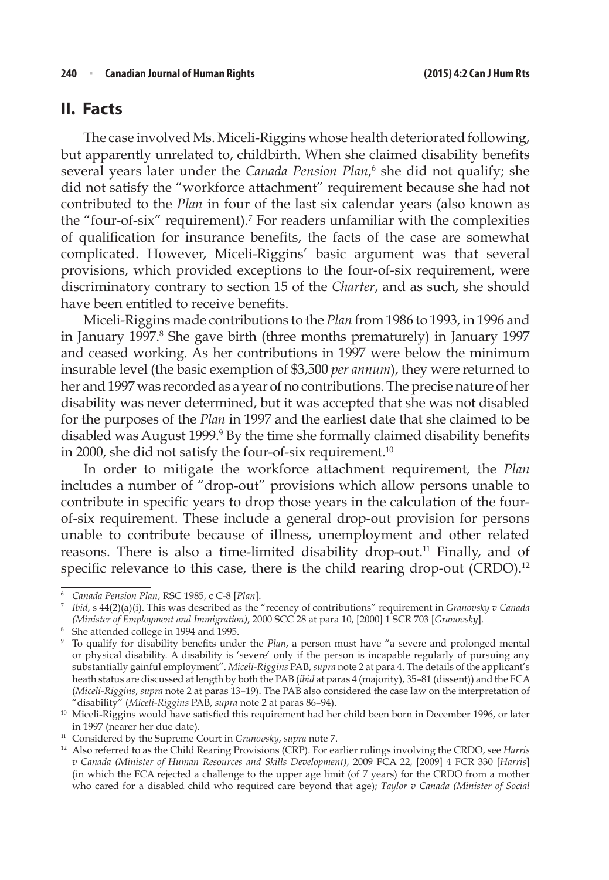## II. Facts

The case involved Ms. Miceli-Riggins whose health deteriorated following, but apparently unrelated to, childbirth. When she claimed disability benefits several years later under the *Canada Pension Plan*,[6] she did not qualify; she did not satisfy the "workforce attachment" requirement because she had not contributed to the *Plan* in four of the last six calendar years (also known as the "four-of-six" requirement).[7] For readers unfamiliar with the complexities of qualification for insurance benefits, the facts of the case are somewhat complicated. However, Miceli-Riggins' basic argument was that several provisions, which provided exceptions to the four-of-six requirement, were discriminatory contrary to section 15 of the *Charter*, and as such, she should have been entitled to receive benefits.

Miceli-Riggins made contributions to the *Plan* from 1986 to 1993, in 1996 and in January 1997.[8] She gave birth (three months prematurely) in January 1997 and ceased working. As her contributions in 1997 were below the minimum insurable level (the basic exemption of $3,500 *per annum*), they were returned to her and 1997 was recorded as a year of no contributions. The precise nature of her disability was never determined, but it was accepted that she was not disabled for the purposes of the *Plan* in 1997 and the earliest date that she claimed to be disabled was August 1999.[9] By the time she formally claimed disability benefits in 2000, she did not satisfy the four-of-six requirement.[10]

In order to mitigate the workforce attachment requirement, the *Plan* includes a number of "drop-out" provisions which allow persons unable to contribute in specific years to drop those years in the calculation of the four-of-six requirement. These include a general drop-out provision for persons unable to contribute because of illness, unemployment and other related reasons. There is also a time-limited disability drop-out.[11] Finally, and of specific relevance to this case, there is the child rearing drop-out (CRDO).[12]

---

[6] *Canada Pension Plan*, RSC 1985, c C-8 [*Plan*].

[7] *Ibid*, s 44(2)(a)(i). This was described as the "recency of contributions" requirement in *Granovsky v Canada (Minister of Employment and Immigration)*, 2000 SCC 28 at para 10, [2000] 1 SCR 703 [*Granovsky*].

[8] She attended college in 1994 and 1995.

[9] To qualify for disability benefits under the *Plan*, a person must have "a severe and prolonged mental or physical disability. A disability is 'severe' only if the person is incapable regularly of pursuing any substantially gainful employment". *Miceli-Riggins* PAB, *supra* note 2 at para 4. The details of the applicant's heath status are discussed at length by both the PAB (*ibid* at paras 4 (majority), 35–81 (dissent)) and the FCA (*Miceli-Riggins*, *supra* note 2 at paras 13–19). The PAB also considered the case law on the interpretation of "disability" (*Miceli-Riggins* PAB, *supra* note 2 at paras 86–94).

[10] Miceli-Riggins would have satisfied this requirement had her child been born in December 1996, or later in 1997 (nearer her due date).

[11] Considered by the Supreme Court in *Granovsky*, *supra* note 7.

[12] Also referred to as the Child Rearing Provisions (CRP). For earlier rulings involving the CRDO, see *Harris v Canada (Minister of Human Resources and Skills Development)*, 2009 FCA 22, [2009] 4 FCR 330 [*Harris*] (in which the FCA rejected a challenge to the upper age limit (of 7 years) for the CRDO from a mother who cared for a disabled child who required care beyond that age); *Taylor v Canada (Minister of Social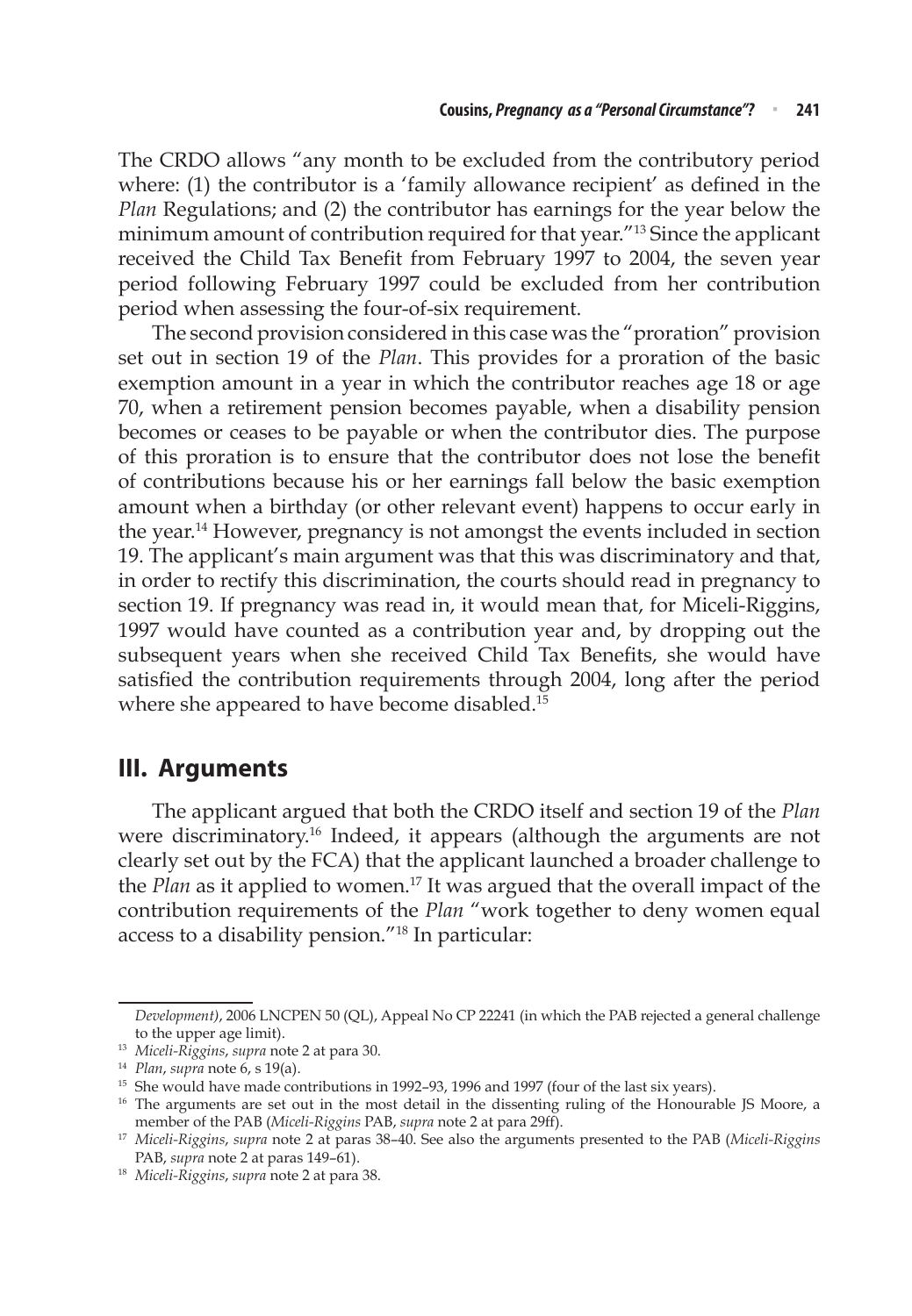The CRDO allows "any month to be excluded from the contributory period where: (1) the contributor is a 'family allowance recipient' as defined in the *Plan* Regulations; and (2) the contributor has earnings for the year below the minimum amount of contribution required for that year."[13] Since the applicant received the Child Tax Benefit from February 1997 to 2004, the seven year period following February 1997 could be excluded from her contribution period when assessing the four-of-six requirement.

The second provision considered in this case was the "proration" provision set out in section 19 of the *Plan*. This provides for a proration of the basic exemption amount in a year in which the contributor reaches age 18 or age 70, when a retirement pension becomes payable, when a disability pension becomes or ceases to be payable or when the contributor dies. The purpose of this proration is to ensure that the contributor does not lose the benefit of contributions because his or her earnings fall below the basic exemption amount when a birthday (or other relevant event) happens to occur early in the year.[14] However, pregnancy is not amongst the events included in section 19. The applicant's main argument was that this was discriminatory and that, in order to rectify this discrimination, the courts should read in pregnancy to section 19. If pregnancy was read in, it would mean that, for Miceli-Riggins, 1997 would have counted as a contribution year and, by dropping out the subsequent years when she received Child Tax Benefits, she would have satisfied the contribution requirements through 2004, long after the period where she appeared to have become disabled.[15]

## III. Arguments

The applicant argued that both the CRDO itself and section 19 of the *Plan* were discriminatory.[16] Indeed, it appears (although the arguments are not clearly set out by the FCA) that the applicant launched a broader challenge to the *Plan* as it applied to women.[17] It was argued that the overall impact of the contribution requirements of the *Plan* "work together to deny women equal access to a disability pension."[18] In particular:

---

*Development)*, 2006 LNCPEN 50 (QL), Appeal No CP 22241 (in which the PAB rejected a general challenge to the upper age limit).

[13] *Miceli-Riggins*, *supra* note 2 at para 30.

[14] *Plan*, *supra* note 6, s 19(a).

[15] She would have made contributions in 1992–93, 1996 and 1997 (four of the last six years).

[16] The arguments are set out in the most detail in the dissenting ruling of the Honourable JS Moore, a member of the PAB (*Miceli-Riggins* PAB, *supra* note 2 at para 29ff).

[17] *Miceli-Riggins*, *supra* note 2 at paras 38–40. See also the arguments presented to the PAB (*Miceli-Riggins* PAB, *supra* note 2 at paras 149–61).

[18] *Miceli-Riggins*, *supra* note 2 at para 38.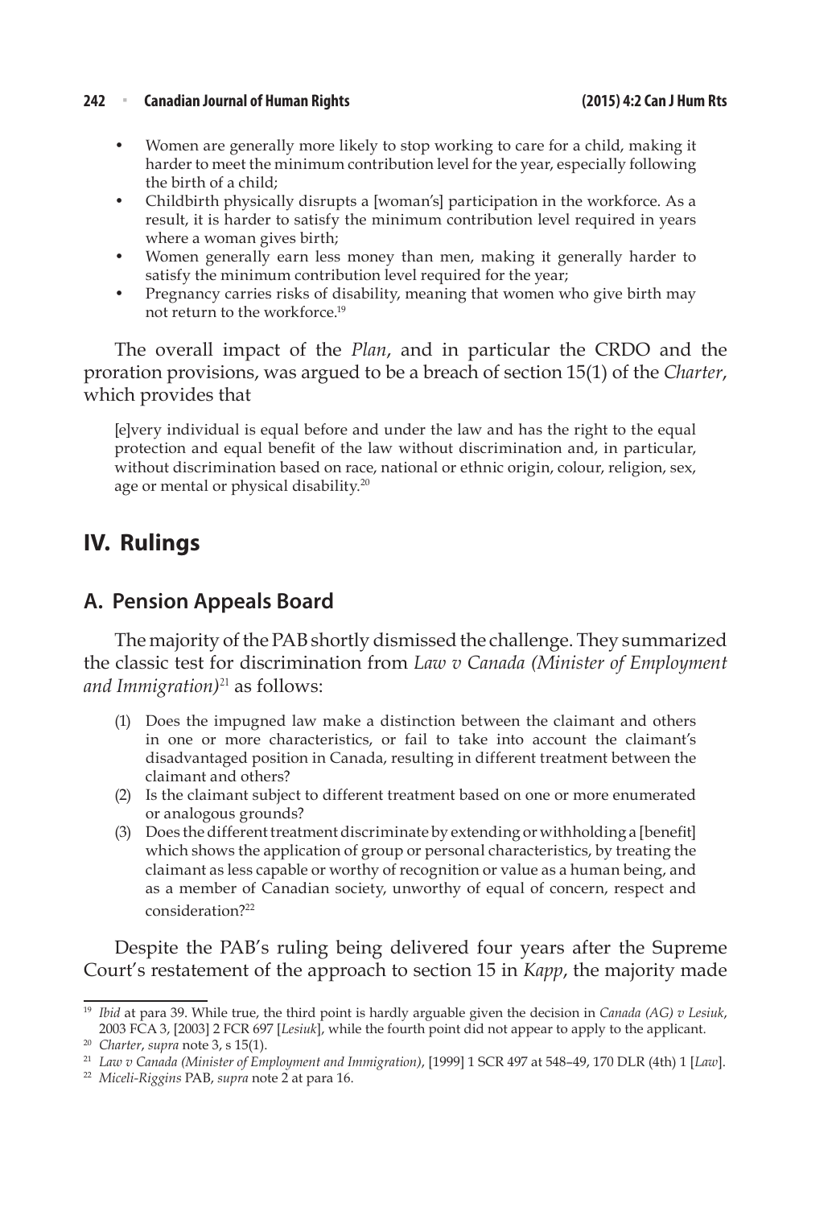- Women are generally more likely to stop working to care for a child, making it harder to meet the minimum contribution level for the year, especially following the birth of a child;
- Childbirth physically disrupts a [woman's] participation in the workforce. As a result, it is harder to satisfy the minimum contribution level required in years where a woman gives birth;
- Women generally earn less money than men, making it generally harder to satisfy the minimum contribution level required for the year;
- Pregnancy carries risks of disability, meaning that women who give birth may not return to the workforce.[19]

The overall impact of the *Plan*, and in particular the CRDO and the proration provisions, was argued to be a breach of section 15(1) of the *Charter*, which provides that

> [e]very individual is equal before and under the law and has the right to the equal protection and equal benefit of the law without discrimination and, in particular, without discrimination based on race, national or ethnic origin, colour, religion, sex, age or mental or physical disability.[20]

## IV. Rulings

### A. Pension Appeals Board

The majority of the PAB shortly dismissed the challenge. They summarized the classic test for discrimination from *Law v Canada (Minister of Employment and Immigration)*[21] as follows:

> (1) Does the impugned law make a distinction between the claimant and others in one or more characteristics, or fail to take into account the claimant's disadvantaged position in Canada, resulting in different treatment between the claimant and others?
> (2) Is the claimant subject to different treatment based on one or more enumerated or analogous grounds?
> (3) Does the different treatment discriminate by extending or withholding a [benefit] which shows the application of group or personal characteristics, by treating the claimant as less capable or worthy of recognition or value as a human being, and as a member of Canadian society, unworthy of equal of concern, respect and consideration?[22]

Despite the PAB's ruling being delivered four years after the Supreme Court's restatement of the approach to section 15 in *Kapp*, the majority made

---

[19] *Ibid* at para 39. While true, the third point is hardly arguable given the decision in *Canada (AG) v Lesiuk*, 2003 FCA 3, [2003] 2 FCR 697 [*Lesiuk*], while the fourth point did not appear to apply to the applicant.

[20] *Charter*, *supra* note 3, s 15(1).

[21] *Law v Canada (Minister of Employment and Immigration)*, [1999] 1 SCR 497 at 548–49, 170 DLR (4th) 1 [*Law*].

[22] *Miceli-Riggins* PAB, *supra* note 2 at para 16.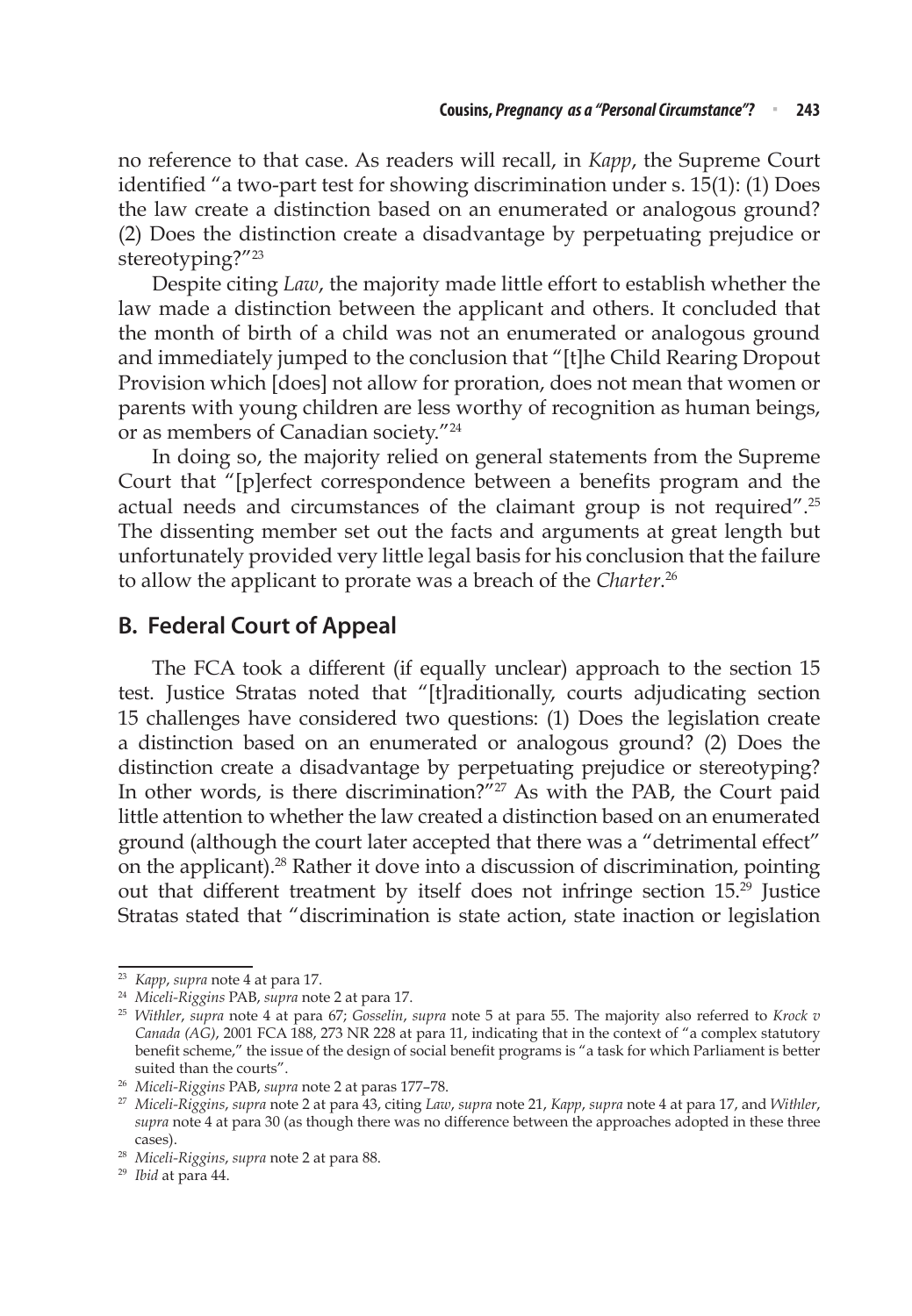no reference to that case. As readers will recall, in *Kapp*, the Supreme Court identified "a two-part test for showing discrimination under s. 15(1): (1) Does the law create a distinction based on an enumerated or analogous ground? (2) Does the distinction create a disadvantage by perpetuating prejudice or stereotyping?"[23]

Despite citing *Law*, the majority made little effort to establish whether the law made a distinction between the applicant and others. It concluded that the month of birth of a child was not an enumerated or analogous ground and immediately jumped to the conclusion that "[t]he Child Rearing Dropout Provision which [does] not allow for proration, does not mean that women or parents with young children are less worthy of recognition as human beings, or as members of Canadian society."[24]

In doing so, the majority relied on general statements from the Supreme Court that "[p]erfect correspondence between a benefits program and the actual needs and circumstances of the claimant group is not required".[25] The dissenting member set out the facts and arguments at great length but unfortunately provided very little legal basis for his conclusion that the failure to allow the applicant to prorate was a breach of the *Charter*.[26]

## B. Federal Court of Appeal

The FCA took a different (if equally unclear) approach to the section 15 test. Justice Stratas noted that "[t]raditionally, courts adjudicating section 15 challenges have considered two questions: (1) Does the legislation create a distinction based on an enumerated or analogous ground? (2) Does the distinction create a disadvantage by perpetuating prejudice or stereotyping? In other words, is there discrimination?"[27] As with the PAB, the Court paid little attention to whether the law created a distinction based on an enumerated ground (although the court later accepted that there was a "detrimental effect" on the applicant).[28] Rather it dove into a discussion of discrimination, pointing out that different treatment by itself does not infringe section 15.[29] Justice Stratas stated that "discrimination is state action, state inaction or legislation

---

[23] *Kapp*, *supra* note 4 at para 17.

[24] *Miceli-Riggins* PAB, *supra* note 2 at para 17.

[25] *Withler*, *supra* note 4 at para 67; *Gosselin*, *supra* note 5 at para 55. The majority also referred to *Krock v Canada (AG)*, 2001 FCA 188, 273 NR 228 at para 11, indicating that in the context of "a complex statutory benefit scheme," the issue of the design of social benefit programs is "a task for which Parliament is better suited than the courts".

[26] *Miceli-Riggins* PAB, *supra* note 2 at paras 177–78.

[27] *Miceli-Riggins*, *supra* note 2 at para 43, citing *Law*, *supra* note 21, *Kapp*, *supra* note 4 at para 17, and *Withler*, *supra* note 4 at para 30 (as though there was no difference between the approaches adopted in these three cases).

[28] *Miceli-Riggins*, *supra* note 2 at para 88.

[29] *Ibid* at para 44.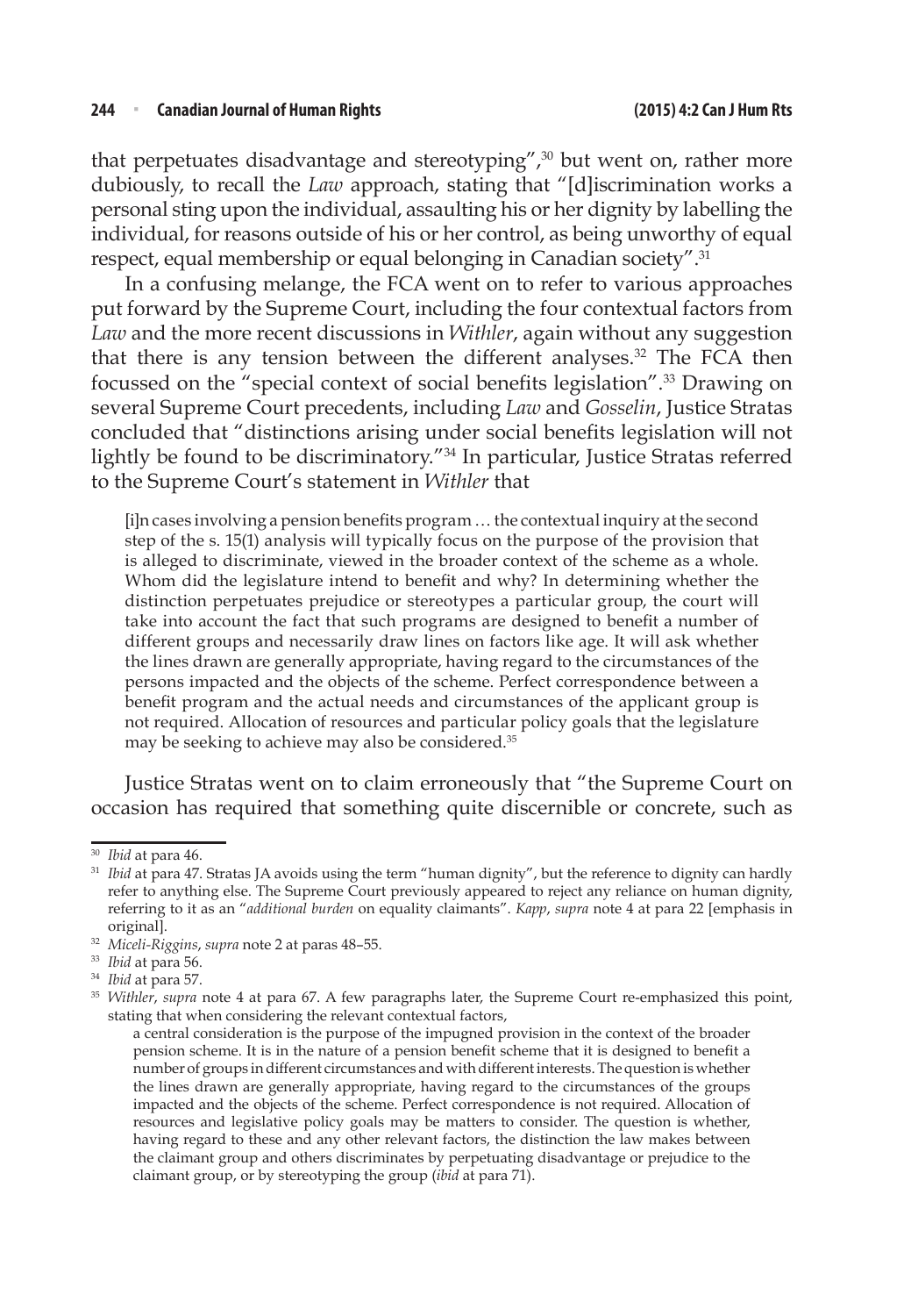that perpetuates disadvantage and stereotyping",[30] but went on, rather more dubiously, to recall the *Law* approach, stating that "[d]iscrimination works a personal sting upon the individual, assaulting his or her dignity by labelling the individual, for reasons outside of his or her control, as being unworthy of equal respect, equal membership or equal belonging in Canadian society".[31]

In a confusing melange, the FCA went on to refer to various approaches put forward by the Supreme Court, including the four contextual factors from *Law* and the more recent discussions in *Withler*, again without any suggestion that there is any tension between the different analyses.[32] The FCA then focussed on the "special context of social benefits legislation".[33] Drawing on several Supreme Court precedents, including *Law* and *Gosselin*, Justice Stratas concluded that "distinctions arising under social benefits legislation will not lightly be found to be discriminatory."[34] In particular, Justice Stratas referred to the Supreme Court's statement in *Withler* that

> [i]n cases involving a pension benefits program … the contextual inquiry at the second step of the s. 15(1) analysis will typically focus on the purpose of the provision that is alleged to discriminate, viewed in the broader context of the scheme as a whole. Whom did the legislature intend to benefit and why? In determining whether the distinction perpetuates prejudice or stereotypes a particular group, the court will take into account the fact that such programs are designed to benefit a number of different groups and necessarily draw lines on factors like age. It will ask whether the lines drawn are generally appropriate, having regard to the circumstances of the persons impacted and the objects of the scheme. Perfect correspondence between a benefit program and the actual needs and circumstances of the applicant group is not required. Allocation of resources and particular policy goals that the legislature may be seeking to achieve may also be considered.[35]

Justice Stratas went on to claim erroneously that "the Supreme Court on occasion has required that something quite discernible or concrete, such as

---

[30] *Ibid* at para 46.

[31] *Ibid* at para 47. Stratas JA avoids using the term "human dignity", but the reference to dignity can hardly refer to anything else. The Supreme Court previously appeared to reject any reliance on human dignity, referring to it as an "*additional burden* on equality claimants". *Kapp*, *supra* note 4 at para 22 [emphasis in original].

[32] *Miceli-Riggins*, *supra* note 2 at paras 48–55.

[33] *Ibid* at para 56.

[34] *Ibid* at para 57.

[35] *Withler*, *supra* note 4 at para 67. A few paragraphs later, the Supreme Court re-emphasized this point, stating that when considering the relevant contextual factors,

> a central consideration is the purpose of the impugned provision in the context of the broader pension scheme. It is in the nature of a pension benefit scheme that it is designed to benefit a number of groups in different circumstances and with different interests. The question is whether the lines drawn are generally appropriate, having regard to the circumstances of the groups impacted and the objects of the scheme. Perfect correspondence is not required. Allocation of resources and legislative policy goals may be matters to consider. The question is whether, having regard to these and any other relevant factors, the distinction the law makes between the claimant group and others discriminates by perpetuating disadvantage or prejudice to the claimant group, or by stereotyping the group (*ibid* at para 71).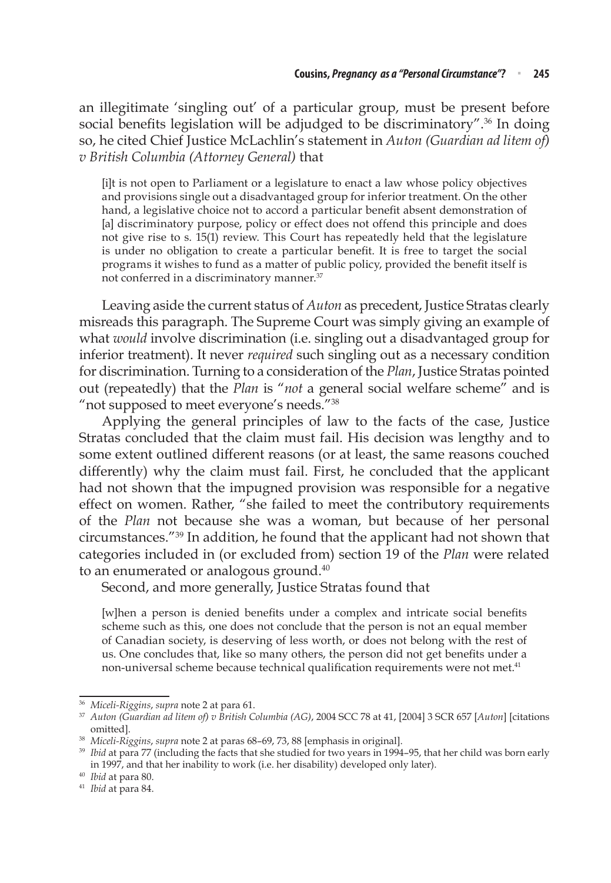an illegitimate 'singling out' of a particular group, must be present before social benefits legislation will be adjudged to be discriminatory".[36] In doing so, he cited Chief Justice McLachlin's statement in *Auton (Guardian ad litem of) v British Columbia (Attorney General)* that

> [i]t is not open to Parliament or a legislature to enact a law whose policy objectives and provisions single out a disadvantaged group for inferior treatment. On the other hand, a legislative choice not to accord a particular benefit absent demonstration of [a] discriminatory purpose, policy or effect does not offend this principle and does not give rise to s. 15(1) review. This Court has repeatedly held that the legislature is under no obligation to create a particular benefit. It is free to target the social programs it wishes to fund as a matter of public policy, provided the benefit itself is not conferred in a discriminatory manner.[37]

Leaving aside the current status of *Auton* as precedent, Justice Stratas clearly misreads this paragraph. The Supreme Court was simply giving an example of what *would* involve discrimination (i.e. singling out a disadvantaged group for inferior treatment). It never *required* such singling out as a necessary condition for discrimination. Turning to a consideration of the *Plan*, Justice Stratas pointed out (repeatedly) that the *Plan* is "*not* a general social welfare scheme" and is "not supposed to meet everyone's needs."[38]

Applying the general principles of law to the facts of the case, Justice Stratas concluded that the claim must fail. His decision was lengthy and to some extent outlined different reasons (or at least, the same reasons couched differently) why the claim must fail. First, he concluded that the applicant had not shown that the impugned provision was responsible for a negative effect on women. Rather, "she failed to meet the contributory requirements of the *Plan* not because she was a woman, but because of her personal circumstances."[39] In addition, he found that the applicant had not shown that categories included in (or excluded from) section 19 of the *Plan* were related to an enumerated or analogous ground.[40]

Second, and more generally, Justice Stratas found that

> [w]hen a person is denied benefits under a complex and intricate social benefits scheme such as this, one does not conclude that the person is not an equal member of Canadian society, is deserving of less worth, or does not belong with the rest of us. One concludes that, like so many others, the person did not get benefits under a non-universal scheme because technical qualification requirements were not met.[41]

---

[36] *Miceli-Riggins*, *supra* note 2 at para 61.

[37] *Auton (Guardian ad litem of) v British Columbia (AG)*, 2004 SCC 78 at 41, [2004] 3 SCR 657 [*Auton*] [citations omitted].

[38] *Miceli-Riggins*, *supra* note 2 at paras 68–69, 73, 88 [emphasis in original].

[39] *Ibid* at para 77 (including the facts that she studied for two years in 1994–95, that her child was born early in 1997, and that her inability to work (i.e. her disability) developed only later).

[40] *Ibid* at para 80.

[41] *Ibid* at para 84.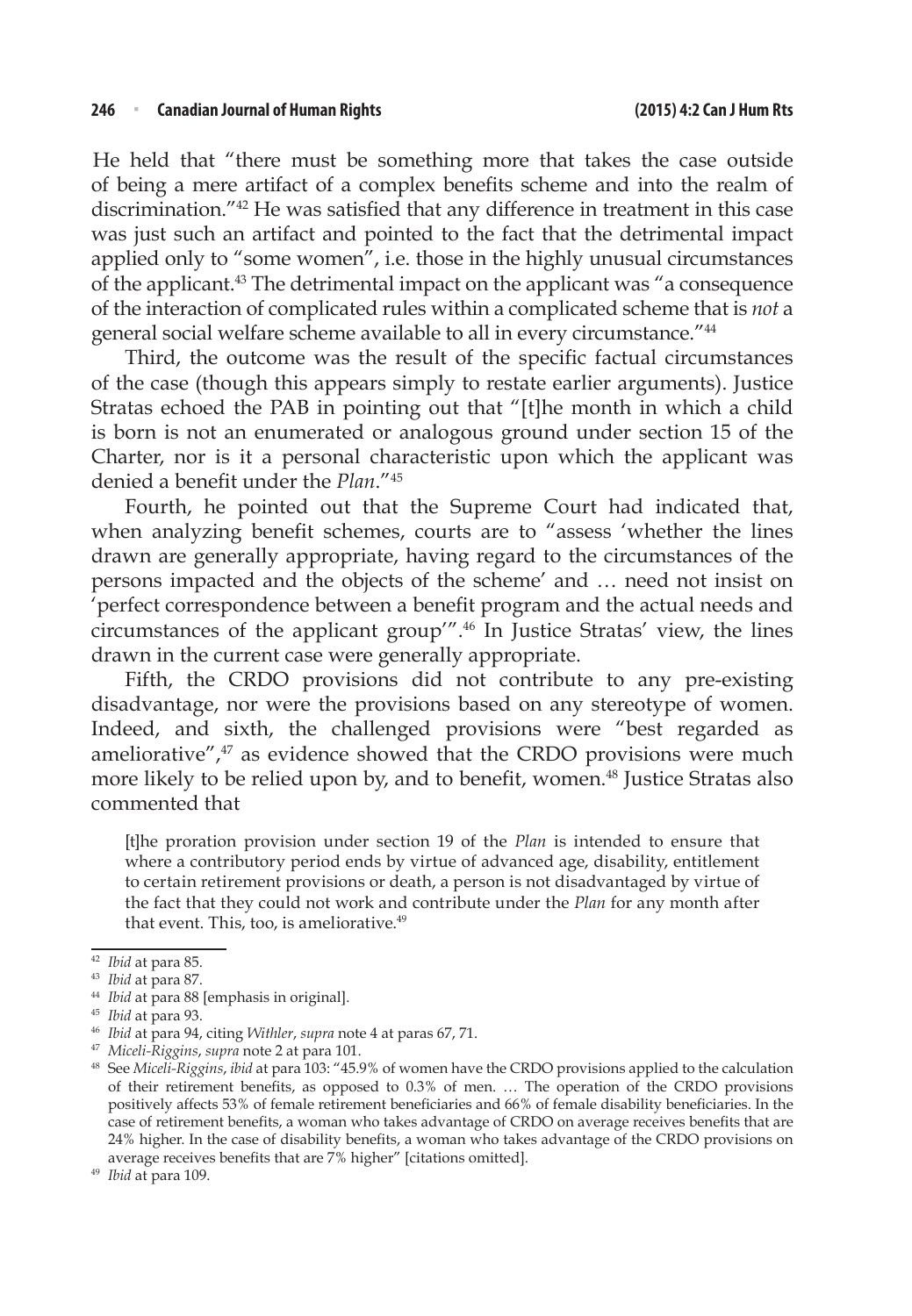He held that "there must be something more that takes the case outside of being a mere artifact of a complex benefits scheme and into the realm of discrimination."[42] He was satisfied that any difference in treatment in this case was just such an artifact and pointed to the fact that the detrimental impact applied only to "some women", i.e. those in the highly unusual circumstances of the applicant.[43] The detrimental impact on the applicant was "a consequence of the interaction of complicated rules within a complicated scheme that is *not* a general social welfare scheme available to all in every circumstance."[44]

Third, the outcome was the result of the specific factual circumstances of the case (though this appears simply to restate earlier arguments). Justice Stratas echoed the PAB in pointing out that "[t]he month in which a child is born is not an enumerated or analogous ground under section 15 of the Charter, nor is it a personal characteristic upon which the applicant was denied a benefit under the *Plan*."[45]

Fourth, he pointed out that the Supreme Court had indicated that, when analyzing benefit schemes, courts are to "assess 'whether the lines drawn are generally appropriate, having regard to the circumstances of the persons impacted and the objects of the scheme' and … need not insist on 'perfect correspondence between a benefit program and the actual needs and circumstances of the applicant group'".[46] In Justice Stratas' view, the lines drawn in the current case were generally appropriate.

Fifth, the CRDO provisions did not contribute to any pre-existing disadvantage, nor were the provisions based on any stereotype of women. Indeed, and sixth, the challenged provisions were "best regarded as ameliorative",[47] as evidence showed that the CRDO provisions were much more likely to be relied upon by, and to benefit, women.[48] Justice Stratas also commented that

> [t]he proration provision under section 19 of the *Plan* is intended to ensure that where a contributory period ends by virtue of advanced age, disability, entitlement to certain retirement provisions or death, a person is not disadvantaged by virtue of the fact that they could not work and contribute under the *Plan* for any month after that event. This, too, is ameliorative.[49]

---

[42] *Ibid* at para 85.

[43] *Ibid* at para 87.

[44] *Ibid* at para 88 [emphasis in original].

[45] *Ibid* at para 93.

[46] *Ibid* at para 94, citing *Withler*, *supra* note 4 at paras 67, 71.

[47] *Miceli-Riggins*, *supra* note 2 at para 101.

[48] See *Miceli-Riggins*, *ibid* at para 103: "45.9% of women have the CRDO provisions applied to the calculation of their retirement benefits, as opposed to 0.3% of men. … The operation of the CRDO provisions positively affects 53% of female retirement beneficiaries and 66% of female disability beneficiaries. In the case of retirement benefits, a woman who takes advantage of CRDO on average receives benefits that are 24% higher. In the case of disability benefits, a woman who takes advantage of the CRDO provisions on average receives benefits that are 7% higher" [citations omitted].

[49] *Ibid* at para 109.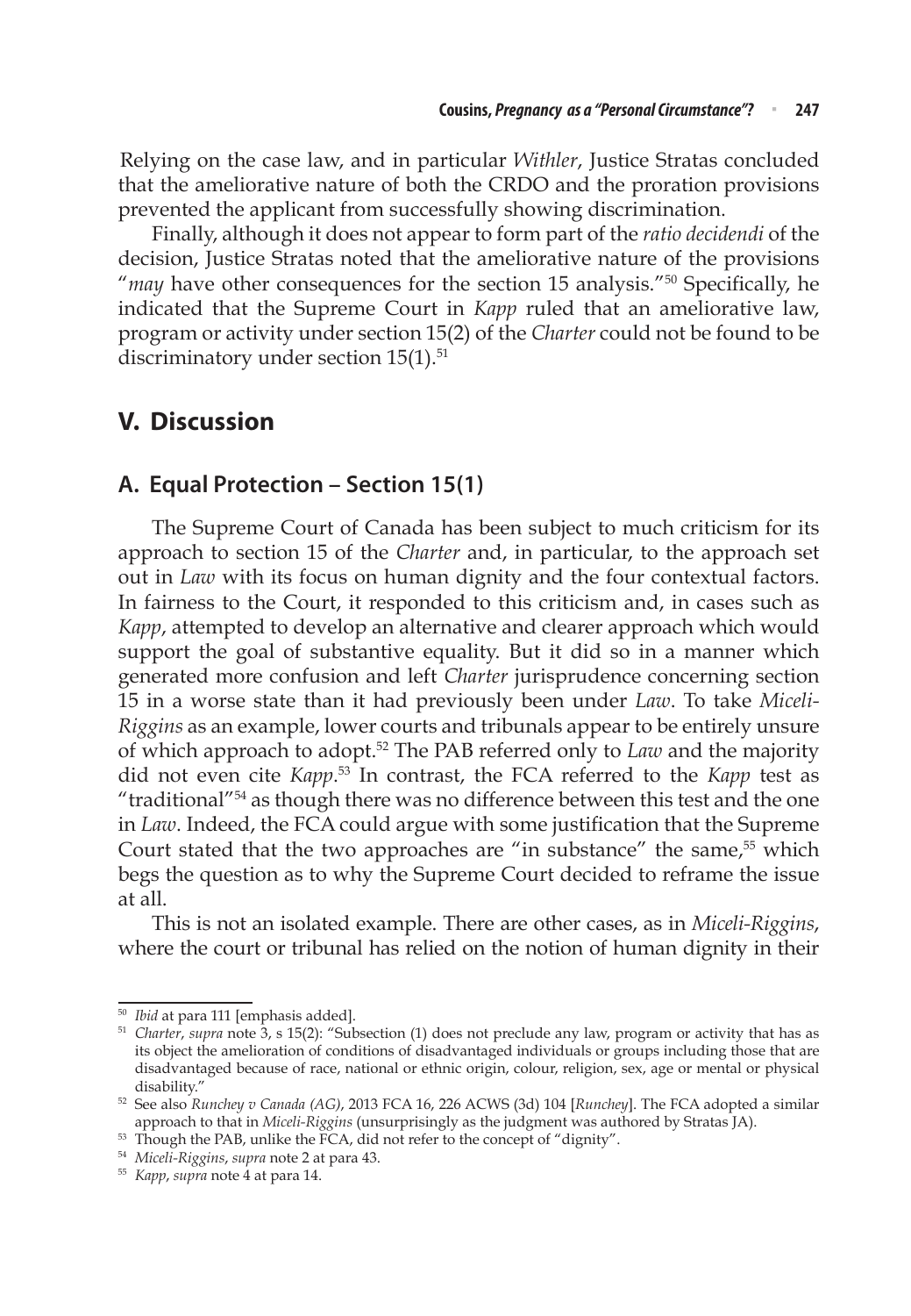Relying on the case law, and in particular *Withler*, Justice Stratas concluded that the ameliorative nature of both the CRDO and the proration provisions prevented the applicant from successfully showing discrimination.

Finally, although it does not appear to form part of the *ratio decidendi* of the decision, Justice Stratas noted that the ameliorative nature of the provisions "*may* have other consequences for the section 15 analysis."[50] Specifically, he indicated that the Supreme Court in *Kapp* ruled that an ameliorative law, program or activity under section 15(2) of the *Charter* could not be found to be discriminatory under section 15(1).[51]

## V. Discussion

### A. Equal Protection – Section 15(1)

The Supreme Court of Canada has been subject to much criticism for its approach to section 15 of the *Charter* and, in particular, to the approach set out in *Law* with its focus on human dignity and the four contextual factors. In fairness to the Court, it responded to this criticism and, in cases such as *Kapp*, attempted to develop an alternative and clearer approach which would support the goal of substantive equality. But it did so in a manner which generated more confusion and left *Charter* jurisprudence concerning section 15 in a worse state than it had previously been under *Law*. To take *Miceli-Riggins* as an example, lower courts and tribunals appear to be entirely unsure of which approach to adopt.[52] The PAB referred only to *Law* and the majority did not even cite *Kapp*.[53] In contrast, the FCA referred to the *Kapp* test as "traditional"[54] as though there was no difference between this test and the one in *Law*. Indeed, the FCA could argue with some justification that the Supreme Court stated that the two approaches are "in substance" the same,[55] which begs the question as to why the Supreme Court decided to reframe the issue at all.

This is not an isolated example. There are other cases, as in *Miceli-Riggins*, where the court or tribunal has relied on the notion of human dignity in their

---

[50] *Ibid* at para 111 [emphasis added].

[51] *Charter*, *supra* note 3, s 15(2): "Subsection (1) does not preclude any law, program or activity that has as its object the amelioration of conditions of disadvantaged individuals or groups including those that are disadvantaged because of race, national or ethnic origin, colour, religion, sex, age or mental or physical disability."

[52] See also *Runchey v Canada (AG)*, 2013 FCA 16, 226 ACWS (3d) 104 [*Runchey*]. The FCA adopted a similar approach to that in *Miceli-Riggins* (unsurprisingly as the judgment was authored by Stratas JA).

[53] Though the PAB, unlike the FCA, did not refer to the concept of "dignity".

[54] *Miceli-Riggins*, *supra* note 2 at para 43.

[55] *Kapp*, *supra* note 4 at para 14.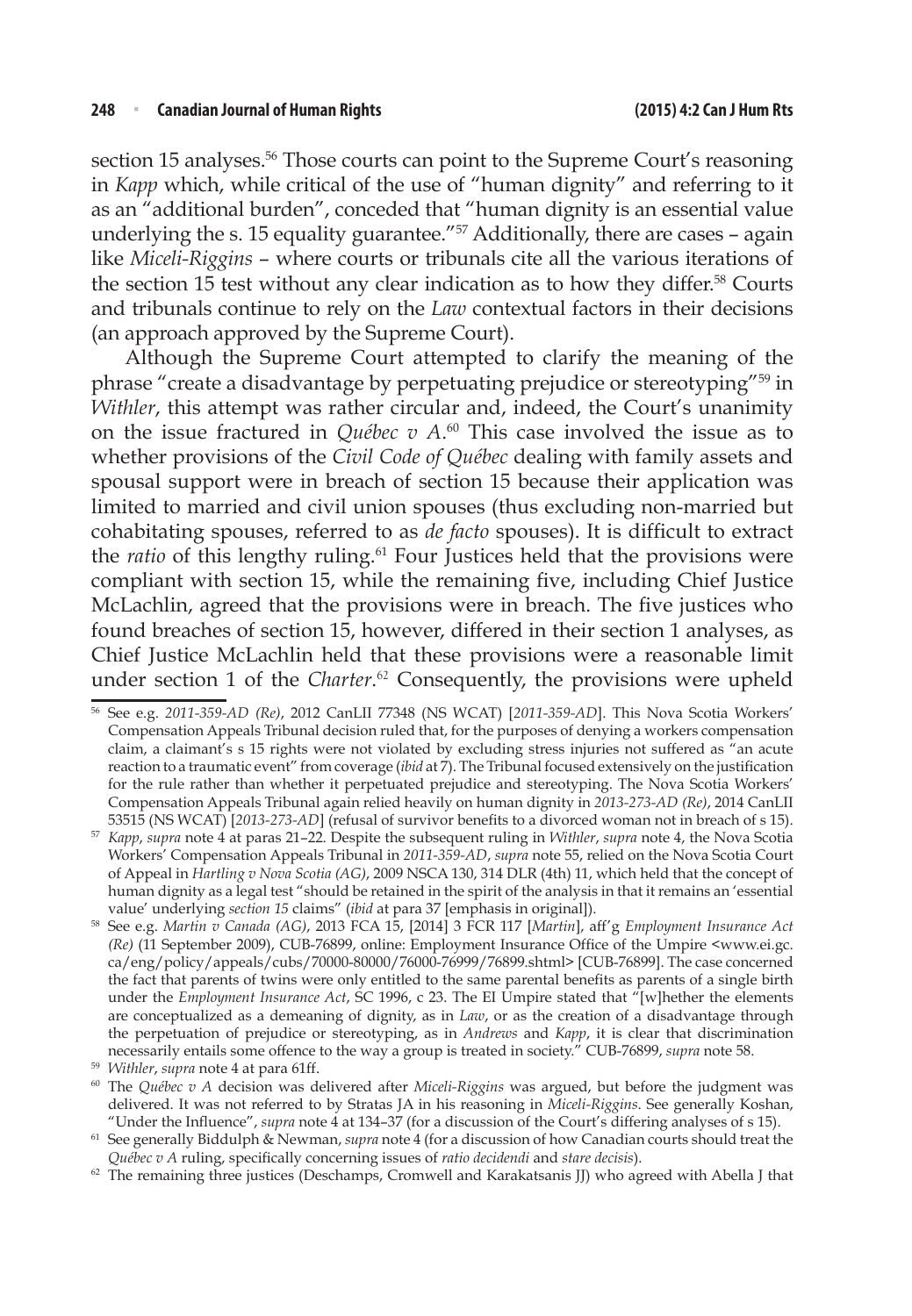section 15 analyses.[56] Those courts can point to the Supreme Court's reasoning in *Kapp* which, while critical of the use of "human dignity" and referring to it as an "additional burden", conceded that "human dignity is an essential value underlying the s. 15 equality guarantee."[57] Additionally, there are cases – again like *Miceli-Riggins* – where courts or tribunals cite all the various iterations of the section 15 test without any clear indication as to how they differ.[58] Courts and tribunals continue to rely on the *Law* contextual factors in their decisions (an approach approved by the Supreme Court).

Although the Supreme Court attempted to clarify the meaning of the phrase "create a disadvantage by perpetuating prejudice or stereotyping"[59] in *Withler*, this attempt was rather circular and, indeed, the Court's unanimity on the issue fractured in *Québec v A*.[60] This case involved the issue as to whether provisions of the *Civil Code of Québec* dealing with family assets and spousal support were in breach of section 15 because their application was limited to married and civil union spouses (thus excluding non-married but cohabitating spouses, referred to as *de facto* spouses). It is difficult to extract the *ratio* of this lengthy ruling.[61] Four Justices held that the provisions were compliant with section 15, while the remaining five, including Chief Justice McLachlin, agreed that the provisions were in breach. The five justices who found breaches of section 15, however, differed in their section 1 analyses, as Chief Justice McLachlin held that these provisions were a reasonable limit under section 1 of the *Charter*.[62] Consequently, the provisions were upheld

---

[56] See e.g. *2011-359-AD (Re)*, 2012 CanLII 77348 (NS WCAT) [*2011-359-AD*]. This Nova Scotia Workers' Compensation Appeals Tribunal decision ruled that, for the purposes of denying a workers compensation claim, a claimant's s 15 rights were not violated by excluding stress injuries not suffered as "an acute reaction to a traumatic event" from coverage (*ibid* at 7). The Tribunal focused extensively on the justification for the rule rather than whether it perpetuated prejudice and stereotyping. The Nova Scotia Workers' Compensation Appeals Tribunal again relied heavily on human dignity in *2013-273-AD (Re)*, 2014 CanLII 53515 (NS WCAT) [*2013-273-AD*] (refusal of survivor benefits to a divorced woman not in breach of s 15).

[57] *Kapp*, *supra* note 4 at paras 21–22. Despite the subsequent ruling in *Withler*, *supra* note 4, the Nova Scotia Workers' Compensation Appeals Tribunal in *2011-359-AD*, *supra* note 55, relied on the Nova Scotia Court of Appeal in *Hartling v Nova Scotia (AG)*, 2009 NSCA 130, 314 DLR (4th) 11, which held that the concept of human dignity as a legal test "should be retained in the spirit of the analysis in that it remains an 'essential value' underlying *section 15* claims" (*ibid* at para 37 [emphasis in original]).

[58] See e.g. *Martin v Canada (AG)*, 2013 FCA 15, [2014] 3 FCR 117 [*Martin*], aff'g *Employment Insurance Act (Re)* (11 September 2009), CUB-76899, online: Employment Insurance Office of the Umpire <www.ei.gc.ca/eng/policy/appeals/cubs/70000-80000/76000-76999/76899.shtml> [CUB-76899]. The case concerned the fact that parents of twins were only entitled to the same parental benefits as parents of a single birth under the *Employment Insurance Act*, SC 1996, c 23. The EI Umpire stated that "[w]hether the elements are conceptualized as a demeaning of dignity, as in *Law*, or as the creation of a disadvantage through the perpetuation of prejudice or stereotyping, as in *Andrews* and *Kapp*, it is clear that discrimination necessarily entails some offence to the way a group is treated in society." CUB-76899, *supra* note 58.

[59] *Withler*, *supra* note 4 at para 61ff.

[60] The *Québec v A* decision was delivered after *Miceli-Riggins* was argued, but before the judgment was delivered. It was not referred to by Stratas JA in his reasoning in *Miceli-Riggins*. See generally Koshan, "Under the Influence", *supra* note 4 at 134–37 (for a discussion of the Court's differing analyses of s 15).

[61] See generally Biddulph & Newman, *supra* note 4 (for a discussion of how Canadian courts should treat the *Québec v A* ruling, specifically concerning issues of *ratio decidendi* and *stare decisis*).

[62] The remaining three justices (Deschamps, Cromwell and Karakatsanis JJ) who agreed with Abella J that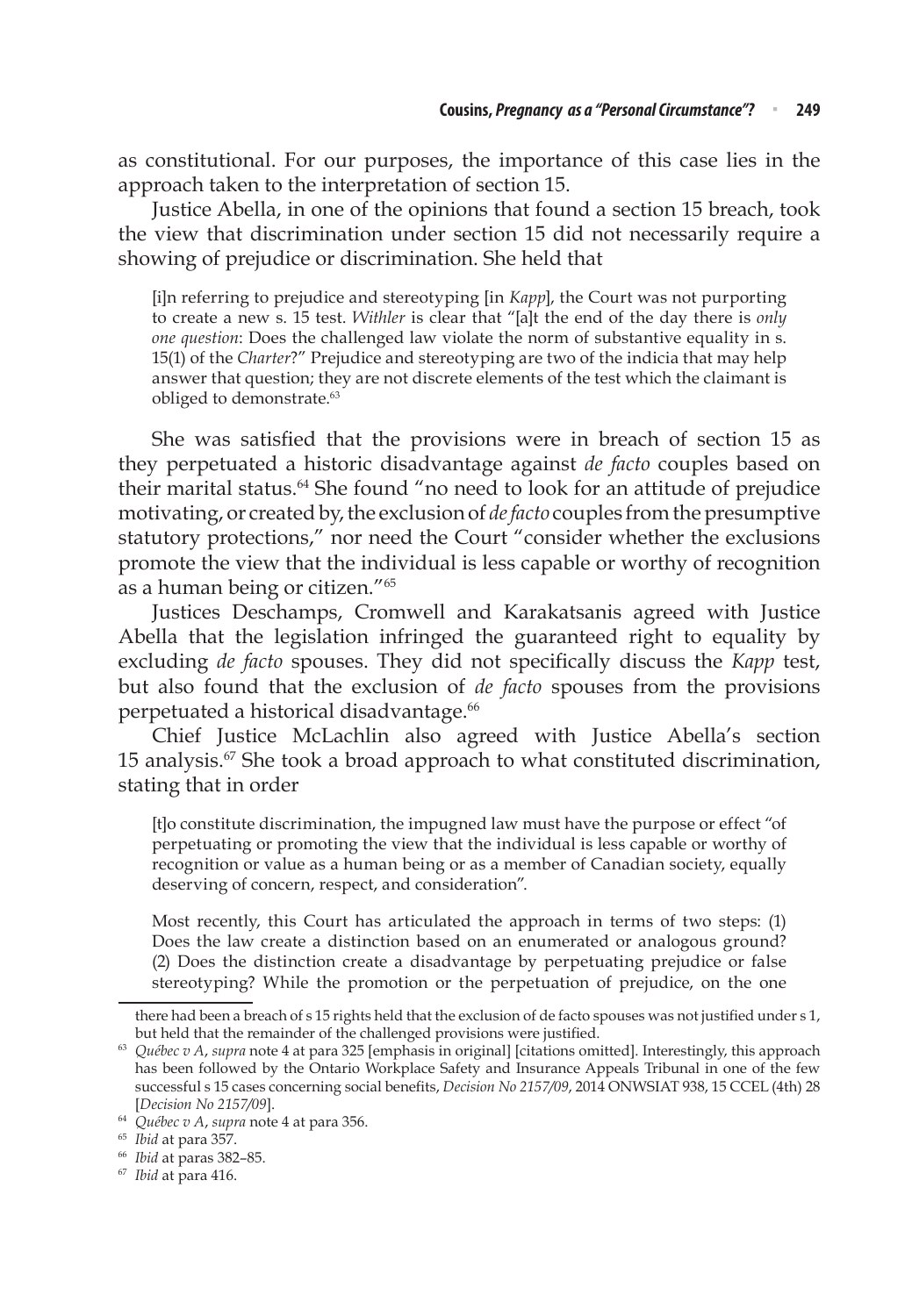as constitutional. For our purposes, the importance of this case lies in the approach taken to the interpretation of section 15.

Justice Abella, in one of the opinions that found a section 15 breach, took the view that discrimination under section 15 did not necessarily require a showing of prejudice or discrimination. She held that

> [i]n referring to prejudice and stereotyping [in *Kapp*], the Court was not purporting to create a new s. 15 test. *Withler* is clear that "[a]t the end of the day there is *only one question*: Does the challenged law violate the norm of substantive equality in s. 15(1) of the *Charter*?" Prejudice and stereotyping are two of the indicia that may help answer that question; they are not discrete elements of the test which the claimant is obliged to demonstrate.[63]

She was satisfied that the provisions were in breach of section 15 as they perpetuated a historic disadvantage against *de facto* couples based on their marital status.[64] She found "no need to look for an attitude of prejudice motivating, or created by, the exclusion of *de facto* couples from the presumptive statutory protections," nor need the Court "consider whether the exclusions promote the view that the individual is less capable or worthy of recognition as a human being or citizen."[65]

Justices Deschamps, Cromwell and Karakatsanis agreed with Justice Abella that the legislation infringed the guaranteed right to equality by excluding *de facto* spouses. They did not specifically discuss the *Kapp* test, but also found that the exclusion of *de facto* spouses from the provisions perpetuated a historical disadvantage.[66]

Chief Justice McLachlin also agreed with Justice Abella's section 15 analysis.[67] She took a broad approach to what constituted discrimination, stating that in order

> [t]o constitute discrimination, the impugned law must have the purpose or effect "of perpetuating or promoting the view that the individual is less capable or worthy of recognition or value as a human being or as a member of Canadian society, equally deserving of concern, respect, and consideration".
>
> Most recently, this Court has articulated the approach in terms of two steps: (1) Does the law create a distinction based on an enumerated or analogous ground? (2) Does the distinction create a disadvantage by perpetuating prejudice or false stereotyping? While the promotion or the perpetuation of prejudice, on the one

---

there had been a breach of s 15 rights held that the exclusion of de facto spouses was not justified under s 1, but held that the remainder of the challenged provisions were justified.

[63] *Québec v A*, *supra* note 4 at para 325 [emphasis in original] [citations omitted]. Interestingly, this approach has been followed by the Ontario Workplace Safety and Insurance Appeals Tribunal in one of the few successful s 15 cases concerning social benefits, *Decision No 2157/09*, 2014 ONWSIAT 938, 15 CCEL (4th) 28 [*Decision No 2157/09*].

[64] *Québec v A*, *supra* note 4 at para 356.

[65] *Ibid* at para 357.

[66] *Ibid* at paras 382–85.

[67] *Ibid* at para 416.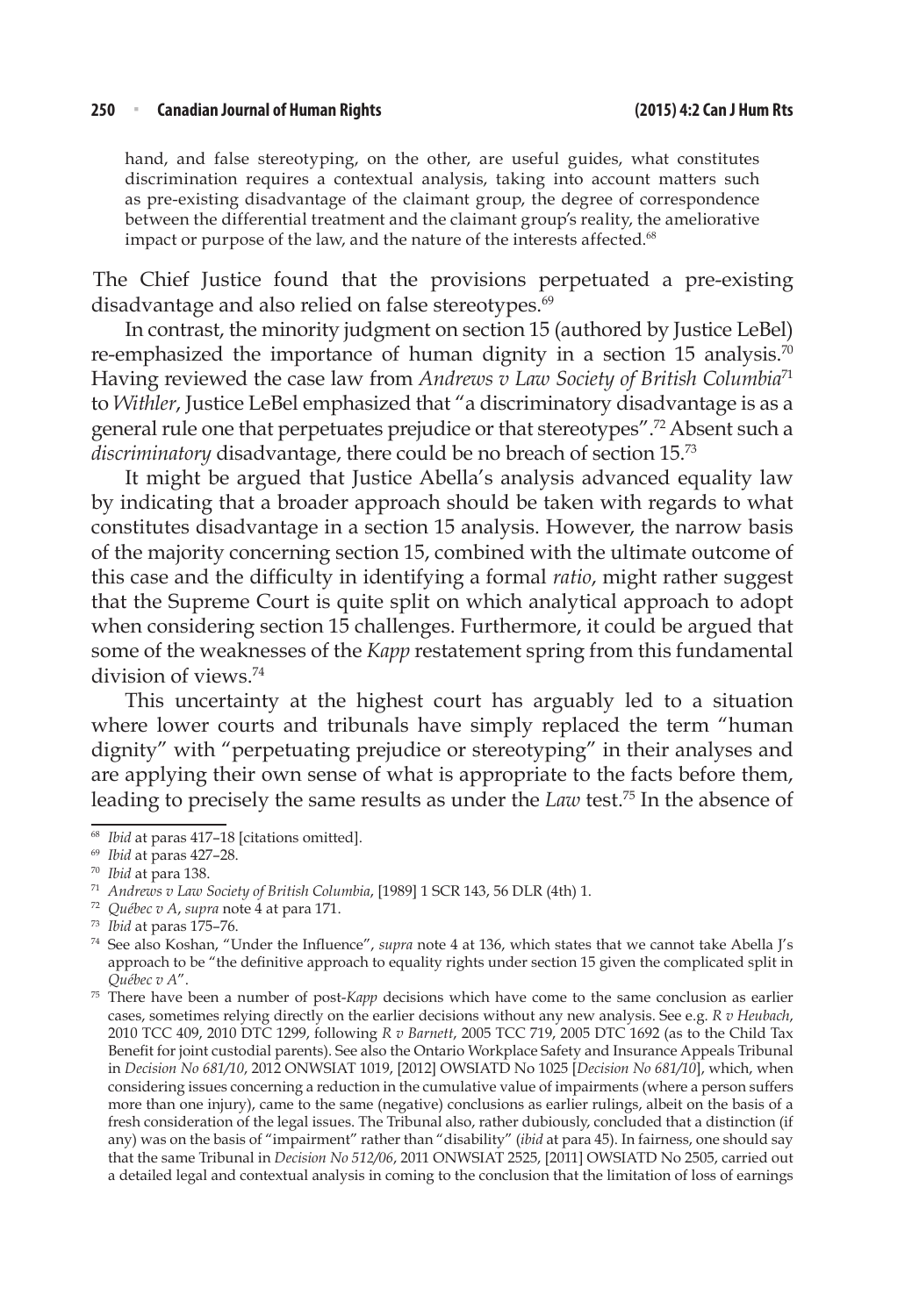hand, and false stereotyping, on the other, are useful guides, what constitutes discrimination requires a contextual analysis, taking into account matters such as pre-existing disadvantage of the claimant group, the degree of correspondence between the differential treatment and the claimant group's reality, the ameliorative impact or purpose of the law, and the nature of the interests affected.[68]

The Chief Justice found that the provisions perpetuated a pre-existing disadvantage and also relied on false stereotypes.[69]

In contrast, the minority judgment on section 15 (authored by Justice LeBel) re-emphasized the importance of human dignity in a section 15 analysis.[70] Having reviewed the case law from *Andrews v Law Society of British Columbia*[71] to *Withler*, Justice LeBel emphasized that "a discriminatory disadvantage is as a general rule one that perpetuates prejudice or that stereotypes".[72] Absent such a *discriminatory* disadvantage, there could be no breach of section 15.[73]

It might be argued that Justice Abella's analysis advanced equality law by indicating that a broader approach should be taken with regards to what constitutes disadvantage in a section 15 analysis. However, the narrow basis of the majority concerning section 15, combined with the ultimate outcome of this case and the difficulty in identifying a formal *ratio*, might rather suggest that the Supreme Court is quite split on which analytical approach to adopt when considering section 15 challenges. Furthermore, it could be argued that some of the weaknesses of the *Kapp* restatement spring from this fundamental division of views.[74]

This uncertainty at the highest court has arguably led to a situation where lower courts and tribunals have simply replaced the term "human dignity" with "perpetuating prejudice or stereotyping" in their analyses and are applying their own sense of what is appropriate to the facts before them, leading to precisely the same results as under the *Law* test.[75] In the absence of

---

[68] *Ibid* at paras 417–18 [citations omitted].

[69] *Ibid* at paras 427–28.

[70] *Ibid* at para 138.

[71] *Andrews v Law Society of British Columbia*, [1989] 1 SCR 143, 56 DLR (4th) 1.

[72] *Québec v A*, *supra* note 4 at para 171.

[73] *Ibid* at paras 175–76.

[74] See also Koshan, "Under the Influence", *supra* note 4 at 136, which states that we cannot take Abella J's approach to be "the definitive approach to equality rights under section 15 given the complicated split in *Québec v A*".

[75] There have been a number of post-*Kapp* decisions which have come to the same conclusion as earlier cases, sometimes relying directly on the earlier decisions without any new analysis. See e.g. *R v Heubach*, 2010 TCC 409, 2010 DTC 1299, following *R v Barnett*, 2005 TCC 719, 2005 DTC 1692 (as to the Child Tax Benefit for joint custodial parents). See also the Ontario Workplace Safety and Insurance Appeals Tribunal in *Decision No 681/10*, 2012 ONWSIAT 1019, [2012] OWSIATD No 1025 [*Decision No 681/10*], which, when considering issues concerning a reduction in the cumulative value of impairments (where a person suffers more than one injury), came to the same (negative) conclusions as earlier rulings, albeit on the basis of a fresh consideration of the legal issues. The Tribunal also, rather dubiously, concluded that a distinction (if any) was on the basis of "impairment" rather than "disability" (*ibid* at para 45). In fairness, one should say that the same Tribunal in *Decision No 512/06*, 2011 ONWSIAT 2525, [2011] OWSIATD No 2505, carried out a detailed legal and contextual analysis in coming to the conclusion that the limitation of loss of earnings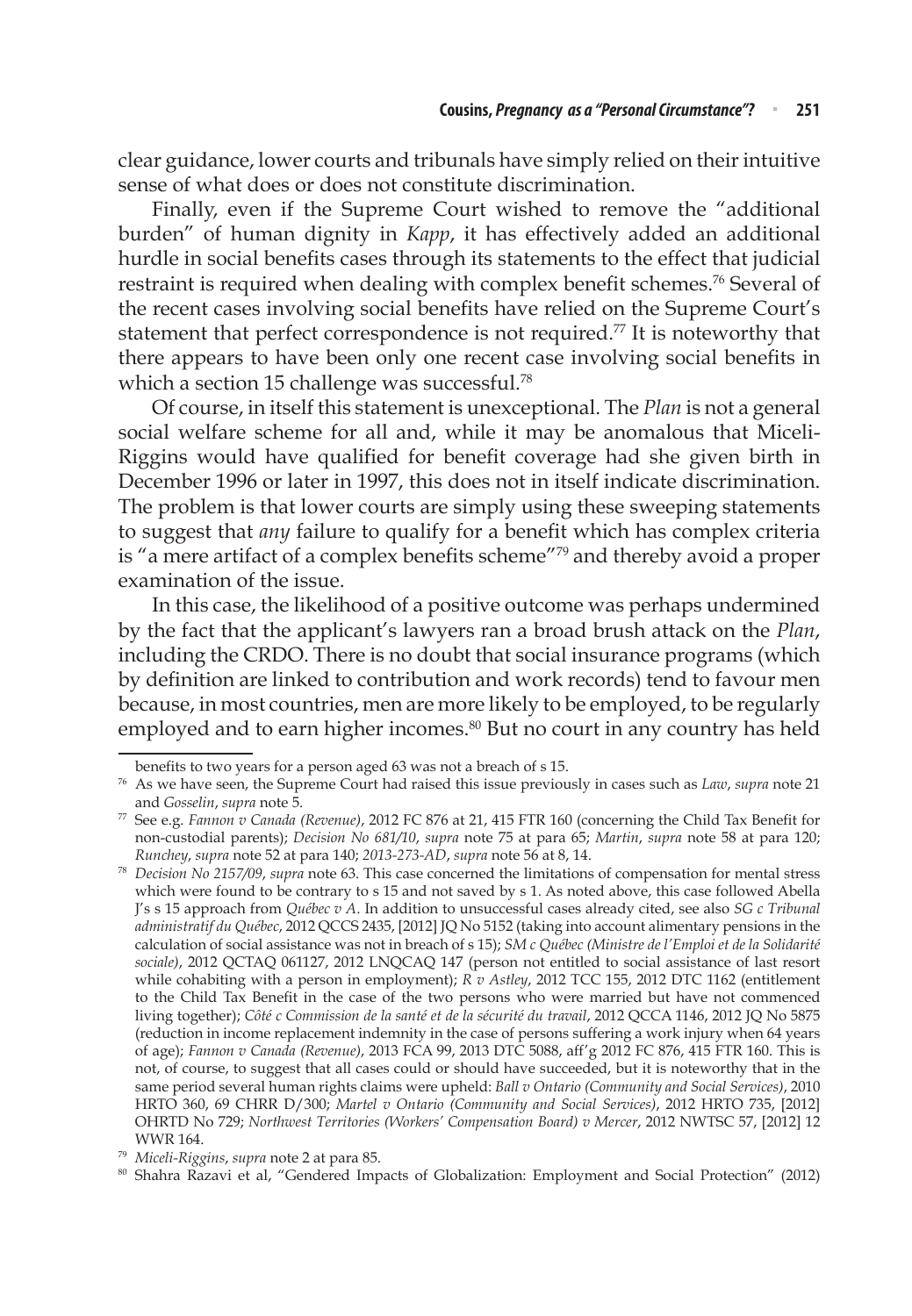clear guidance, lower courts and tribunals have simply relied on their intuitive sense of what does or does not constitute discrimination.

Finally, even if the Supreme Court wished to remove the "additional burden" of human dignity in *Kapp*, it has effectively added an additional hurdle in social benefits cases through its statements to the effect that judicial restraint is required when dealing with complex benefit schemes.[76] Several of the recent cases involving social benefits have relied on the Supreme Court's statement that perfect correspondence is not required.[77] It is noteworthy that there appears to have been only one recent case involving social benefits in which a section 15 challenge was successful.[78]

Of course, in itself this statement is unexceptional. The *Plan* is not a general social welfare scheme for all and, while it may be anomalous that Miceli-Riggins would have qualified for benefit coverage had she given birth in December 1996 or later in 1997, this does not in itself indicate discrimination. The problem is that lower courts are simply using these sweeping statements to suggest that *any* failure to qualify for a benefit which has complex criteria is "a mere artifact of a complex benefits scheme"[79] and thereby avoid a proper examination of the issue.

In this case, the likelihood of a positive outcome was perhaps undermined by the fact that the applicant's lawyers ran a broad brush attack on the *Plan*, including the CRDO. There is no doubt that social insurance programs (which by definition are linked to contribution and work records) tend to favour men because, in most countries, men are more likely to be employed, to be regularly employed and to earn higher incomes.[80] But no court in any country has held

---

benefits to two years for a person aged 63 was not a breach of s 15.

[76] As we have seen, the Supreme Court had raised this issue previously in cases such as *Law*, *supra* note 21 and *Gosselin*, *supra* note 5.

[77] See e.g. *Fannon v Canada (Revenue)*, 2012 FC 876 at 21, 415 FTR 160 (concerning the Child Tax Benefit for non-custodial parents); *Decision No 681/10*, *supra* note 75 at para 65; *Martin*, *supra* note 58 at para 120; *Runchey*, *supra* note 52 at para 140; *2013-273-AD*, *supra* note 56 at 8, 14.

[78] *Decision No 2157/09*, *supra* note 63. This case concerned the limitations of compensation for mental stress which were found to be contrary to s 15 and not saved by s 1. As noted above, this case followed Abella J's s 15 approach from *Québec v A*. In addition to unsuccessful cases already cited, see also *SG c Tribunal administratif du Québec*, 2012 QCCS 2435, [2012] JQ No 5152 (taking into account alimentary pensions in the calculation of social assistance was not in breach of s 15); *SM c Québec (Ministre de l'Emploi et de la Solidarité sociale)*, 2012 QCTAQ 061127, 2012 LNQCAQ 147 (person not entitled to social assistance of last resort while cohabiting with a person in employment); *R v Astley*, 2012 TCC 155, 2012 DTC 1162 (entitlement to the Child Tax Benefit in the case of the two persons who were married but have not commenced living together); *Côté c Commission de la santé et de la sécurité du travail*, 2012 QCCA 1146, 2012 JQ No 5875 (reduction in income replacement indemnity in the case of persons suffering a work injury when 64 years of age); *Fannon v Canada (Revenue)*, 2013 FCA 99, 2013 DTC 5088, aff'g 2012 FC 876, 415 FTR 160. This is not, of course, to suggest that all cases could or should have succeeded, but it is noteworthy that in the same period several human rights claims were upheld: *Ball v Ontario (Community and Social Services)*, 2010 HRTO 360, 69 CHRR D/300; *Martel v Ontario (Community and Social Services)*, 2012 HRTO 735, [2012] OHRTD No 729; *Northwest Territories (Workers' Compensation Board) v Mercer*, 2012 NWTSC 57, [2012] 12 WWR 164.

[79] *Miceli-Riggins*, *supra* note 2 at para 85.

[80] Shahra Razavi et al, "Gendered Impacts of Globalization: Employment and Social Protection" (2012)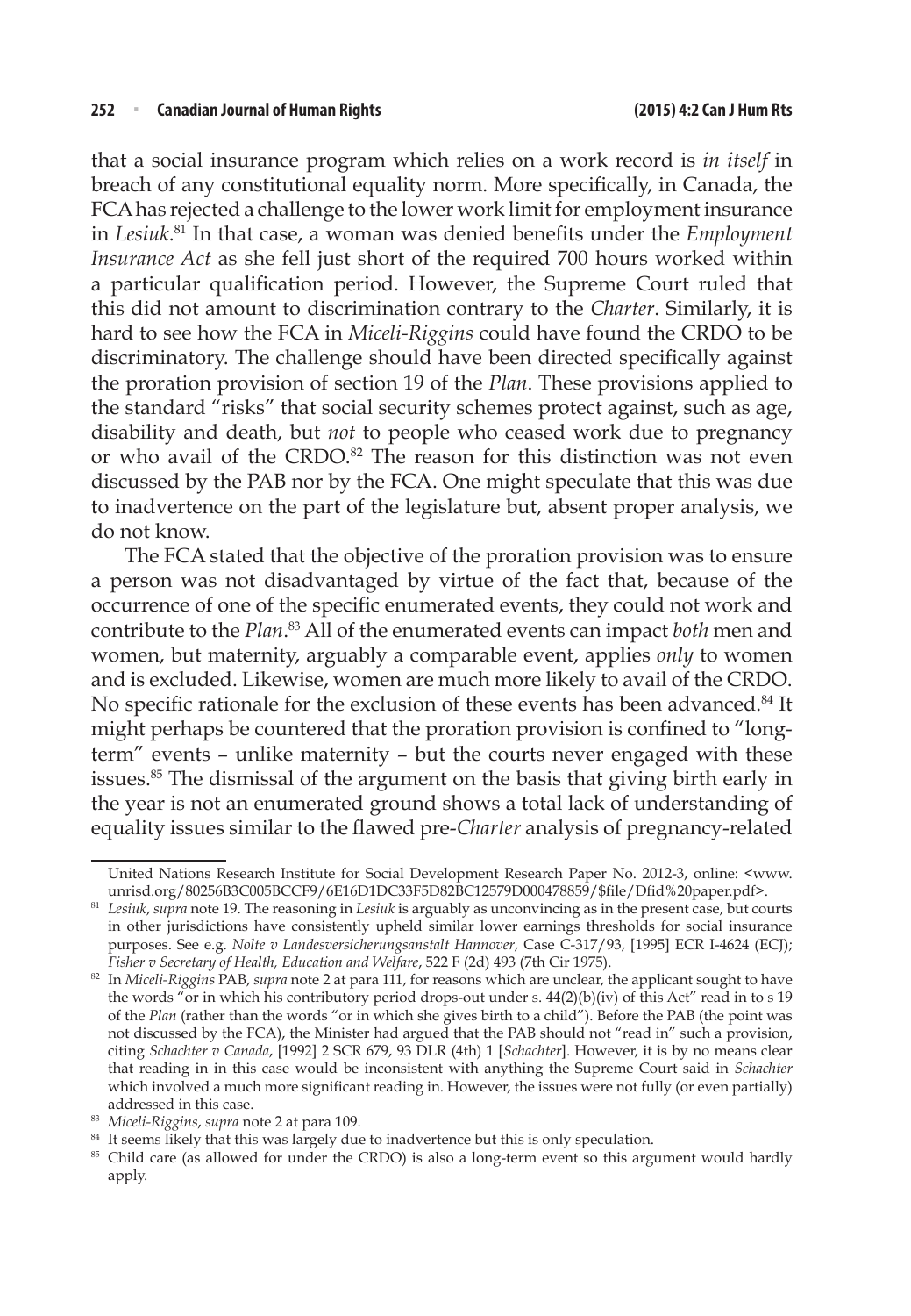that a social insurance program which relies on a work record is *in itself* in breach of any constitutional equality norm. More specifically, in Canada, the FCA has rejected a challenge to the lower work limit for employment insurance in *Lesiuk*.[81] In that case, a woman was denied benefits under the *Employment Insurance Act* as she fell just short of the required 700 hours worked within a particular qualification period. However, the Supreme Court ruled that this did not amount to discrimination contrary to the *Charter*. Similarly, it is hard to see how the FCA in *Miceli-Riggins* could have found the CRDO to be discriminatory. The challenge should have been directed specifically against the proration provision of section 19 of the *Plan*. These provisions applied to the standard "risks" that social security schemes protect against, such as age, disability and death, but *not* to people who ceased work due to pregnancy or who avail of the CRDO.[82] The reason for this distinction was not even discussed by the PAB nor by the FCA. One might speculate that this was due to inadvertence on the part of the legislature but, absent proper analysis, we do not know.

The FCA stated that the objective of the proration provision was to ensure a person was not disadvantaged by virtue of the fact that, because of the occurrence of one of the specific enumerated events, they could not work and contribute to the *Plan*.[83] All of the enumerated events can impact *both* men and women, but maternity, arguably a comparable event, applies *only* to women and is excluded. Likewise, women are much more likely to avail of the CRDO. No specific rationale for the exclusion of these events has been advanced.[84] It might perhaps be countered that the proration provision is confined to "long-term" events – unlike maternity – but the courts never engaged with these issues.[85] The dismissal of the argument on the basis that giving birth early in the year is not an enumerated ground shows a total lack of understanding of equality issues similar to the flawed pre-*Charter* analysis of pregnancy-related

---

United Nations Research Institute for Social Development Research Paper No. 2012-3, online: <www.unrisd.org/80256B3C005BCCF9/6E16D1DC33F5D82BC12579D000478859/$file/Dfid%20paper.pdf>.

[81] *Lesiuk*, *supra* note 19. The reasoning in *Lesiuk* is arguably as unconvincing as in the present case, but courts in other jurisdictions have consistently upheld similar lower earnings thresholds for social insurance purposes. See e.g. *Nolte v Landesversicherungsanstalt Hannover*, Case C-317/93, [1995] ECR I-4624 (ECJ); *Fisher v Secretary of Health, Education and Welfare*, 522 F (2d) 493 (7th Cir 1975).

[82] In *Miceli-Riggins* PAB, *supra* note 2 at para 111, for reasons which are unclear, the applicant sought to have the words "or in which his contributory period drops-out under s. 44(2)(b)(iv) of this Act" read in to s 19 of the *Plan* (rather than the words "or in which she gives birth to a child"). Before the PAB (the point was not discussed by the FCA), the Minister had argued that the PAB should not "read in" such a provision, citing *Schachter v Canada*, [1992] 2 SCR 679, 93 DLR (4th) 1 [*Schachter*]. However, it is by no means clear that reading in in this case would be inconsistent with anything the Supreme Court said in *Schachter* which involved a much more significant reading in. However, the issues were not fully (or even partially) addressed in this case.

[83] *Miceli-Riggins*, *supra* note 2 at para 109.

[84] It seems likely that this was largely due to inadvertence but this is only speculation.

[85] Child care (as allowed for under the CRDO) is also a long-term event so this argument would hardly apply.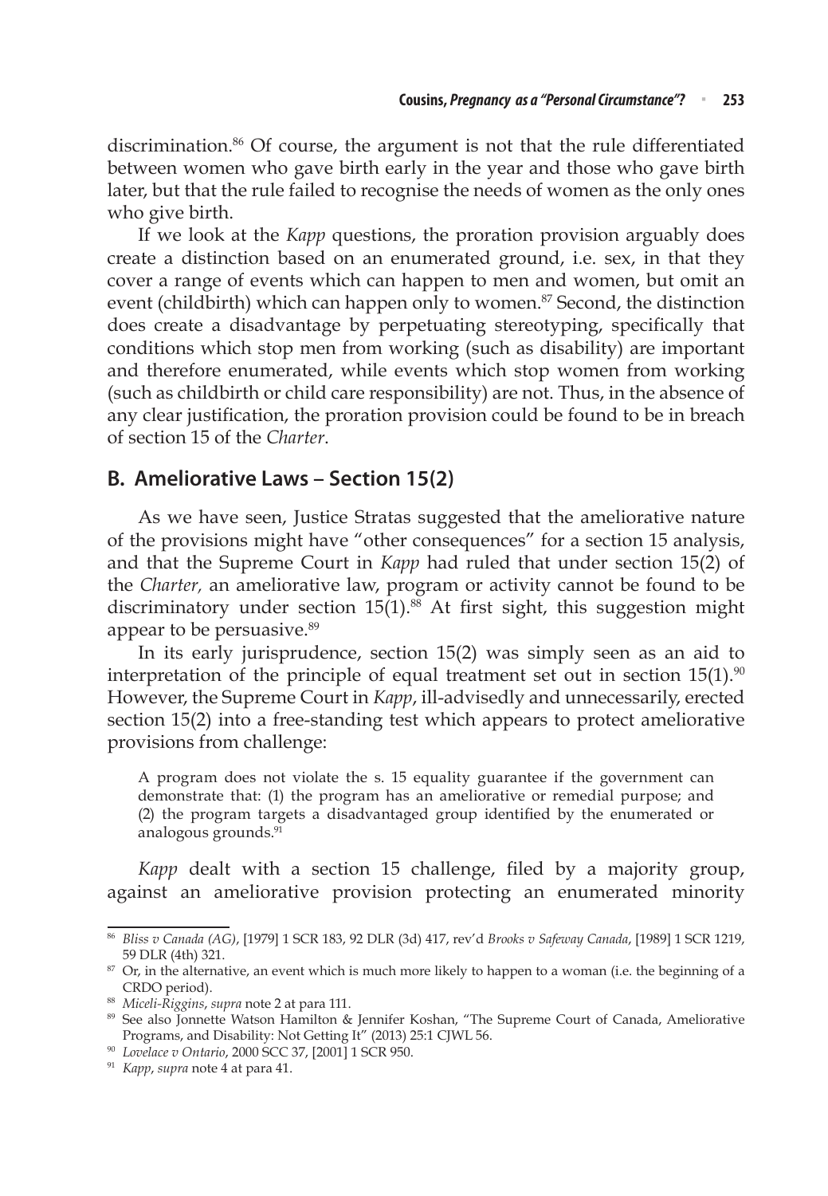discrimination.[86] Of course, the argument is not that the rule differentiated between women who gave birth early in the year and those who gave birth later, but that the rule failed to recognise the needs of women as the only ones who give birth.

If we look at the *Kapp* questions, the proration provision arguably does create a distinction based on an enumerated ground, i.e. sex, in that they cover a range of events which can happen to men and women, but omit an event (childbirth) which can happen only to women.[87] Second, the distinction does create a disadvantage by perpetuating stereotyping, specifically that conditions which stop men from working (such as disability) are important and therefore enumerated, while events which stop women from working (such as childbirth or child care responsibility) are not. Thus, in the absence of any clear justification, the proration provision could be found to be in breach of section 15 of the *Charter*.

## B. Ameliorative Laws – Section 15(2)

As we have seen, Justice Stratas suggested that the ameliorative nature of the provisions might have "other consequences" for a section 15 analysis, and that the Supreme Court in *Kapp* had ruled that under section 15(2) of the *Charter*, an ameliorative law, program or activity cannot be found to be discriminatory under section 15(1).[88] At first sight, this suggestion might appear to be persuasive.[89]

In its early jurisprudence, section 15(2) was simply seen as an aid to interpretation of the principle of equal treatment set out in section 15(1).[90] However, the Supreme Court in *Kapp*, ill-advisedly and unnecessarily, erected section 15(2) into a free-standing test which appears to protect ameliorative provisions from challenge:

> A program does not violate the s. 15 equality guarantee if the government can demonstrate that: (1) the program has an ameliorative or remedial purpose; and (2) the program targets a disadvantaged group identified by the enumerated or analogous grounds.[91]

*Kapp* dealt with a section 15 challenge, filed by a majority group, against an ameliorative provision protecting an enumerated minority

---

[86] *Bliss v Canada (AG)*, [1979] 1 SCR 183, 92 DLR (3d) 417, rev'd *Brooks v Safeway Canada*, [1989] 1 SCR 1219, 59 DLR (4th) 321.

[87] Or, in the alternative, an event which is much more likely to happen to a woman (i.e. the beginning of a CRDO period).

[88] *Miceli-Riggins*, *supra* note 2 at para 111.

[89] See also Jonnette Watson Hamilton & Jennifer Koshan, "The Supreme Court of Canada, Ameliorative Programs, and Disability: Not Getting It" (2013) 25:1 CJWL 56.

[90] *Lovelace v Ontario*, 2000 SCC 37, [2001] 1 SCR 950.

[91] *Kapp*, *supra* note 4 at para 41.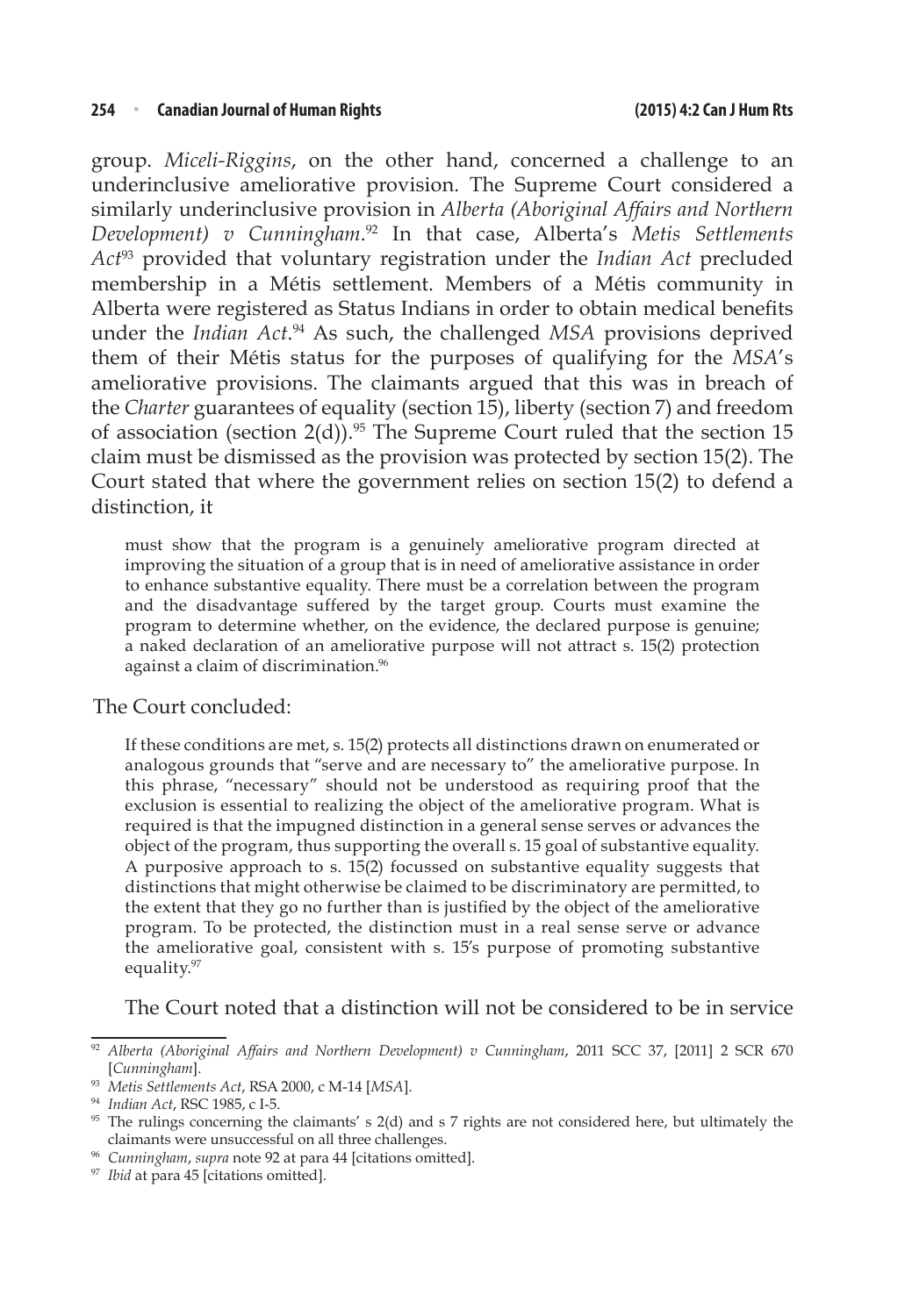group. *Miceli-Riggins*, on the other hand, concerned a challenge to an underinclusive ameliorative provision. The Supreme Court considered a similarly underinclusive provision in *Alberta (Aboriginal Affairs and Northern Development) v Cunningham*.[92] In that case, Alberta's *Metis Settlements Act*[93] provided that voluntary registration under the *Indian Act* precluded membership in a Métis settlement. Members of a Métis community in Alberta were registered as Status Indians in order to obtain medical benefits under the *Indian Act*.[94] As such, the challenged *MSA* provisions deprived them of their Métis status for the purposes of qualifying for the *MSA*'s ameliorative provisions. The claimants argued that this was in breach of the *Charter* guarantees of equality (section 15), liberty (section 7) and freedom of association (section 2(d)).[95] The Supreme Court ruled that the section 15 claim must be dismissed as the provision was protected by section 15(2). The Court stated that where the government relies on section 15(2) to defend a distinction, it

> must show that the program is a genuinely ameliorative program directed at improving the situation of a group that is in need of ameliorative assistance in order to enhance substantive equality. There must be a correlation between the program and the disadvantage suffered by the target group. Courts must examine the program to determine whether, on the evidence, the declared purpose is genuine; a naked declaration of an ameliorative purpose will not attract s. 15(2) protection against a claim of discrimination.[96]

The Court concluded:

> If these conditions are met, s. 15(2) protects all distinctions drawn on enumerated or analogous grounds that "serve and are necessary to" the ameliorative purpose. In this phrase, "necessary" should not be understood as requiring proof that the exclusion is essential to realizing the object of the ameliorative program. What is required is that the impugned distinction in a general sense serves or advances the object of the program, thus supporting the overall s. 15 goal of substantive equality. A purposive approach to s. 15(2) focussed on substantive equality suggests that distinctions that might otherwise be claimed to be discriminatory are permitted, to the extent that they go no further than is justified by the object of the ameliorative program. To be protected, the distinction must in a real sense serve or advance the ameliorative goal, consistent with s. 15's purpose of promoting substantive equality.[97]

The Court noted that a distinction will not be considered to be in service

---

[92] *Alberta (Aboriginal Affairs and Northern Development) v Cunningham*, 2011 SCC 37, [2011] 2 SCR 670 [*Cunningham*].

[93] *Metis Settlements Act*, RSA 2000, c M-14 [*MSA*].

[94] *Indian Act*, RSC 1985, c I-5.

[95] The rulings concerning the claimants' s 2(d) and s 7 rights are not considered here, but ultimately the claimants were unsuccessful on all three challenges.

[96] *Cunningham*, *supra* note 92 at para 44 [citations omitted].

[97] *Ibid* at para 45 [citations omitted].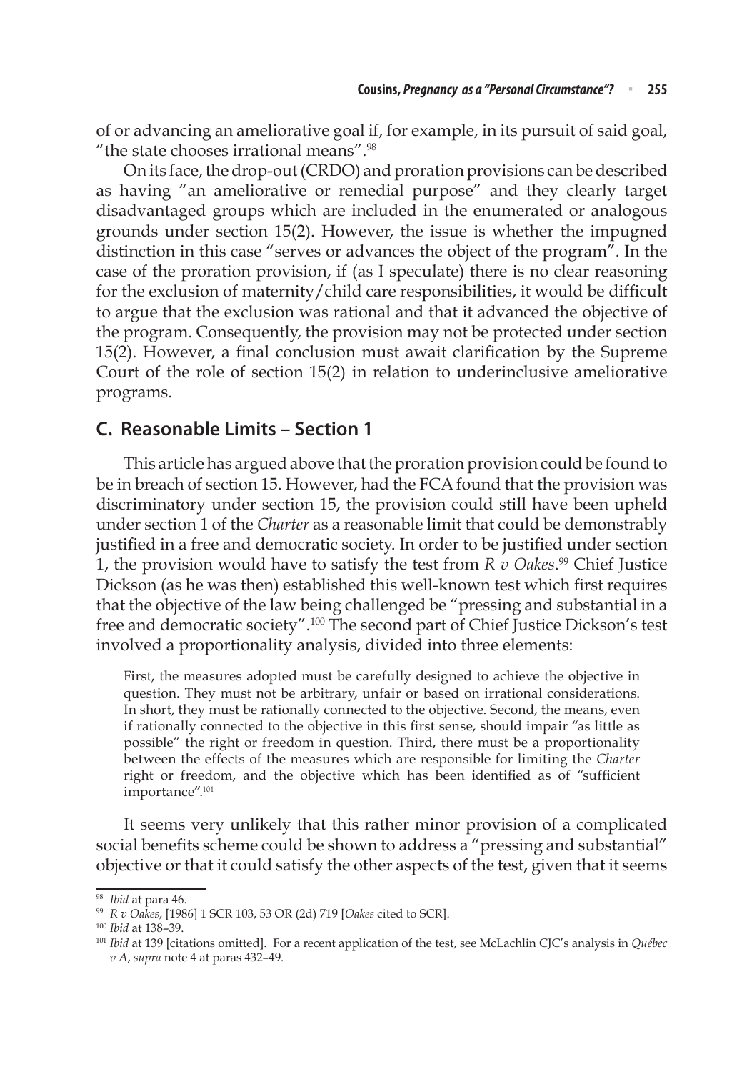of or advancing an ameliorative goal if, for example, in its pursuit of said goal, "the state chooses irrational means".[98]

On its face, the drop-out (CRDO) and proration provisions can be described as having "an ameliorative or remedial purpose" and they clearly target disadvantaged groups which are included in the enumerated or analogous grounds under section 15(2). However, the issue is whether the impugned distinction in this case "serves or advances the object of the program". In the case of the proration provision, if (as I speculate) there is no clear reasoning for the exclusion of maternity/child care responsibilities, it would be difficult to argue that the exclusion was rational and that it advanced the objective of the program. Consequently, the provision may not be protected under section 15(2). However, a final conclusion must await clarification by the Supreme Court of the role of section 15(2) in relation to underinclusive ameliorative programs.

## C. Reasonable Limits – Section 1

This article has argued above that the proration provision could be found to be in breach of section 15. However, had the FCA found that the provision was discriminatory under section 15, the provision could still have been upheld under section 1 of the *Charter* as a reasonable limit that could be demonstrably justified in a free and democratic society. In order to be justified under section 1, the provision would have to satisfy the test from *R v Oakes*.[99] Chief Justice Dickson (as he was then) established this well-known test which first requires that the objective of the law being challenged be "pressing and substantial in a free and democratic society".[100] The second part of Chief Justice Dickson's test involved a proportionality analysis, divided into three elements:

> First, the measures adopted must be carefully designed to achieve the objective in question. They must not be arbitrary, unfair or based on irrational considerations. In short, they must be rationally connected to the objective. Second, the means, even if rationally connected to the objective in this first sense, should impair "as little as possible" the right or freedom in question. Third, there must be a proportionality between the effects of the measures which are responsible for limiting the *Charter* right or freedom, and the objective which has been identified as of "sufficient importance".[101]

It seems very unlikely that this rather minor provision of a complicated social benefits scheme could be shown to address a "pressing and substantial" objective or that it could satisfy the other aspects of the test, given that it seems

---

[98] *Ibid* at para 46.

[99] *R v Oakes*, [1986] 1 SCR 103, 53 OR (2d) 719 [*Oakes* cited to SCR].

[100] *Ibid* at 138–39.

[101] *Ibid* at 139 [citations omitted]. For a recent application of the test, see McLachlin CJC's analysis in *Québec v A*, *supra* note 4 at paras 432–49.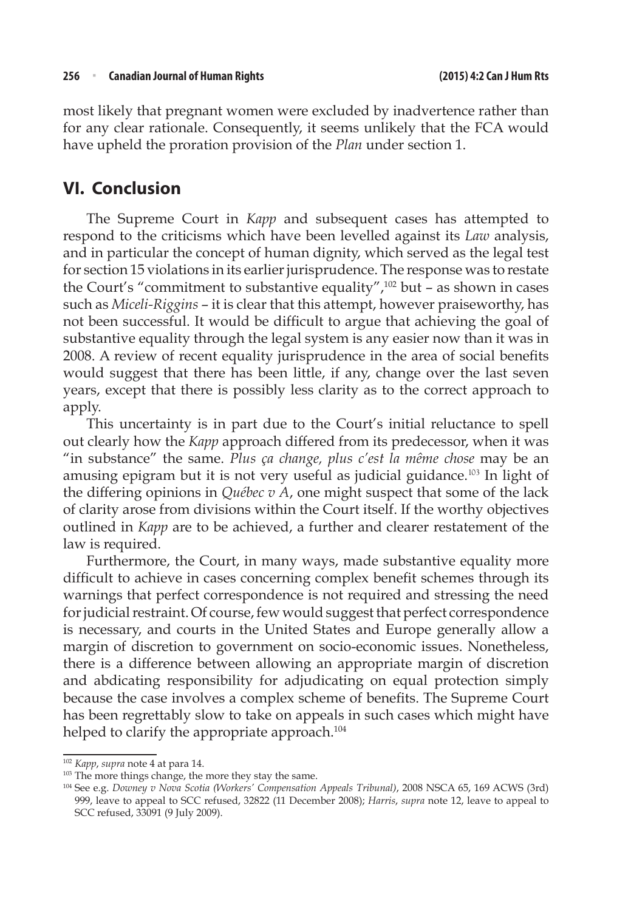most likely that pregnant women were excluded by inadvertence rather than for any clear rationale. Consequently, it seems unlikely that the FCA would have upheld the proration provision of the *Plan* under section 1.

## VI. Conclusion

The Supreme Court in *Kapp* and subsequent cases has attempted to respond to the criticisms which have been levelled against its *Law* analysis, and in particular the concept of human dignity, which served as the legal test for section 15 violations in its earlier jurisprudence. The response was to restate the Court's "commitment to substantive equality",[102] but – as shown in cases such as *Miceli-Riggins* – it is clear that this attempt, however praiseworthy, has not been successful. It would be difficult to argue that achieving the goal of substantive equality through the legal system is any easier now than it was in 2008. A review of recent equality jurisprudence in the area of social benefits would suggest that there has been little, if any, change over the last seven years, except that there is possibly less clarity as to the correct approach to apply.

This uncertainty is in part due to the Court's initial reluctance to spell out clearly how the *Kapp* approach differed from its predecessor, when it was "in substance" the same. *Plus ça change, plus c'est la même chose* may be an amusing epigram but it is not very useful as judicial guidance.[103] In light of the differing opinions in *Québec v A*, one might suspect that some of the lack of clarity arose from divisions within the Court itself. If the worthy objectives outlined in *Kapp* are to be achieved, a further and clearer restatement of the law is required.

Furthermore, the Court, in many ways, made substantive equality more difficult to achieve in cases concerning complex benefit schemes through its warnings that perfect correspondence is not required and stressing the need for judicial restraint. Of course, few would suggest that perfect correspondence is necessary, and courts in the United States and Europe generally allow a margin of discretion to government on socio-economic issues. Nonetheless, there is a difference between allowing an appropriate margin of discretion and abdicating responsibility for adjudicating on equal protection simply because the case involves a complex scheme of benefits. The Supreme Court has been regrettably slow to take on appeals in such cases which might have helped to clarify the appropriate approach.[104]

---

[102] *Kapp*, *supra* note 4 at para 14.

[103] The more things change, the more they stay the same.

[104] See e.g. *Downey v Nova Scotia (Workers' Compensation Appeals Tribunal)*, 2008 NSCA 65, 169 ACWS (3rd) 999, leave to appeal to SCC refused, 32822 (11 December 2008); *Harris*, *supra* note 12, leave to appeal to SCC refused, 33091 (9 July 2009).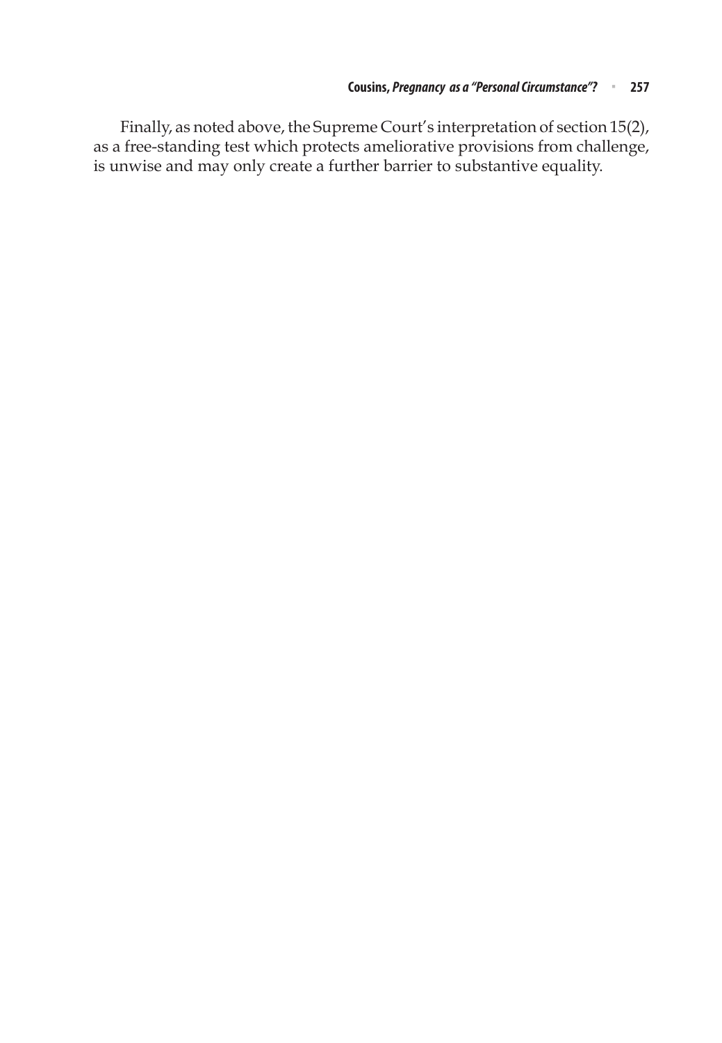Finally, as noted above, the Supreme Court's interpretation of section 15(2), as a free-standing test which protects ameliorative provisions from challenge, is unwise and may only create a further barrier to substantive equality.